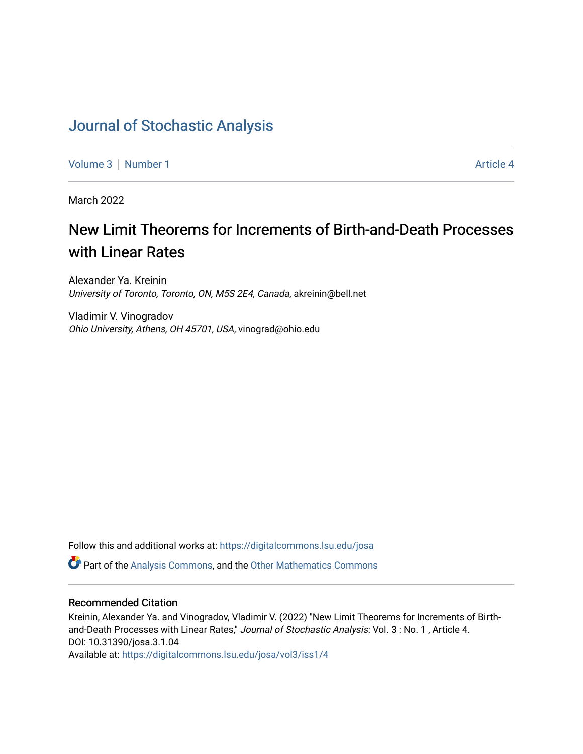# Journal of Stochastic Analysis

Volume 3 | Number 1 | Article 4

March 2022

## New Limit Theorems for Increments of Birth-and-Death Processes with Linear Rates

Alexander Ya. Kreinin
*University of Toronto, Toronto, ON, M5S 2E4, Canada*, akreinin@bell.net

Vladimir V. Vinogradov
*Ohio University, Athens, OH 45701, USA*, vinograd@ohio.edu

Follow this and additional works at: https://digitalcommons.lsu.edu/josa

Part of the Analysis Commons, and the Other Mathematics Commons

### Recommended Citation

Kreinin, Alexander Ya. and Vinogradov, Vladimir V. (2022) "New Limit Theorems for Increments of Birth-and-Death Processes with Linear Rates," *Journal of Stochastic Analysis*: Vol. 3 : No. 1 , Article 4.
DOI: 10.31390/josa.3.1.04
Available at: https://digitalcommons.lsu.edu/josa/vol3/iss1/4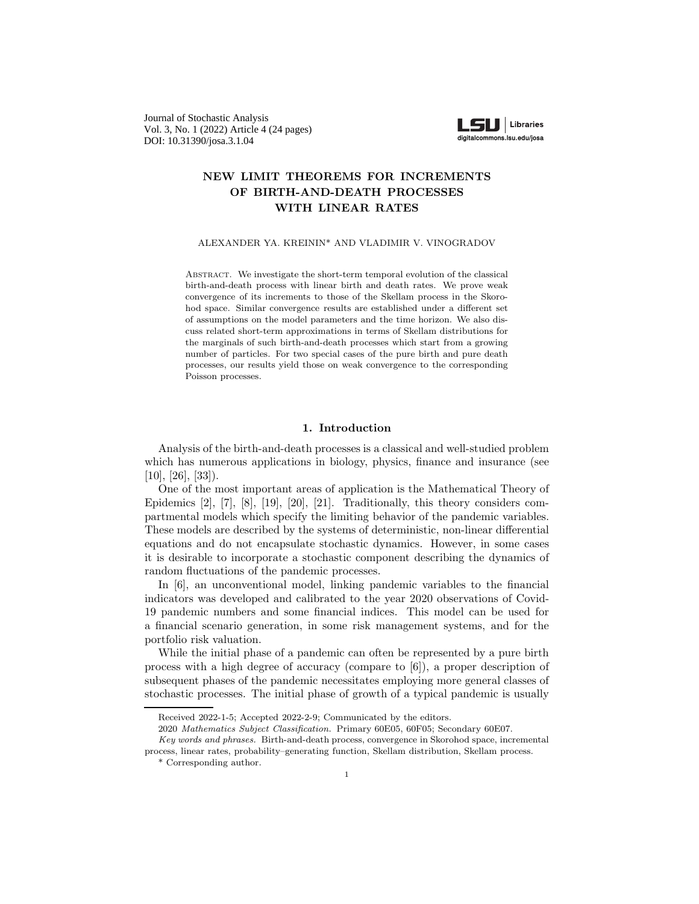Journal of Stochastic Analysis
Vol. 3, No. 1 (2022) Article 4 (24 pages)
DOI: 10.31390/josa.3.1.04

# NEW LIMIT THEOREMS FOR INCREMENTS OF BIRTH-AND-DEATH PROCESSES WITH LINEAR RATES

ALEXANDER YA. KREININ* AND VLADIMIR V. VINOGRADOV

Abstract. We investigate the short-term temporal evolution of the classical birth-and-death process with linear birth and death rates. We prove weak convergence of its increments to those of the Skellam process in the Skorohod space. Similar convergence results are established under a different set of assumptions on the model parameters and the time horizon. We also discuss related short-term approximations in terms of Skellam distributions for the marginals of such birth-and-death processes which start from a growing number of particles. For two special cases of the pure birth and pure death processes, our results yield those on weak convergence to the corresponding Poisson processes.

## 1. Introduction

Analysis of the birth-and-death processes is a classical and well-studied problem which has numerous applications in biology, physics, finance and insurance (see [10], [26], [33]).

One of the most important areas of application is the Mathematical Theory of Epidemics [2], [7], [8], [19], [20], [21]. Traditionally, this theory considers compartmental models which specify the limiting behavior of the pandemic variables. These models are described by the systems of deterministic, non-linear differential equations and do not encapsulate stochastic dynamics. However, in some cases it is desirable to incorporate a stochastic component describing the dynamics of random fluctuations of the pandemic processes.

In [6], an unconventional model, linking pandemic variables to the financial indicators was developed and calibrated to the year 2020 observations of Covid-19 pandemic numbers and some financial indices. This model can be used for a financial scenario generation, in some risk management systems, and for the portfolio risk valuation.

While the initial phase of a pandemic can often be represented by a pure birth process with a high degree of accuracy (compare to [6]), a proper description of subsequent phases of the pandemic necessitates employing more general classes of stochastic processes. The initial phase of growth of a typical pandemic is usually

---

Received 2022-1-5; Accepted 2022-2-9; Communicated by the editors.

2020 *Mathematics Subject Classification.* Primary 60E05, 60F05; Secondary 60E07.

*Key words and phrases.* Birth-and-death process, convergence in Skorohod space, incremental process, linear rates, probability–generating function, Skellam distribution, Skellam process.

\* Corresponding author.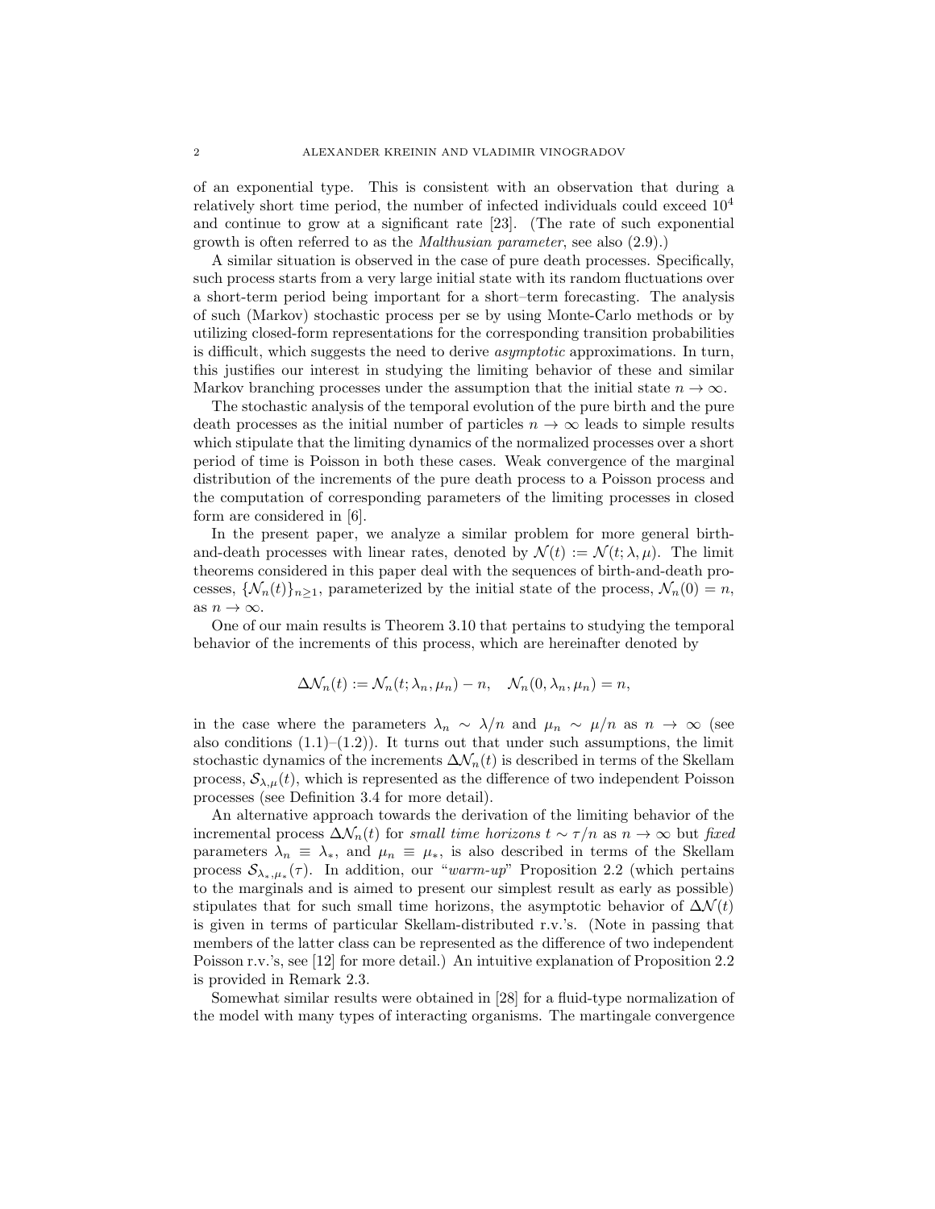of an exponential type. This is consistent with an observation that during a relatively short time period, the number of infected individuals could exceed $10^4$ and continue to grow at a significant rate [23]. (The rate of such exponential growth is often referred to as the *Malthusian parameter*, see also (2.9).)

A similar situation is observed in the case of pure death processes. Specifically, such process starts from a very large initial state with its random fluctuations over a short-term period being important for a short–term forecasting. The analysis of such (Markov) stochastic process per se by using Monte-Carlo methods or by utilizing closed-form representations for the corresponding transition probabilities is difficult, which suggests the need to derive *asymptotic* approximations. In turn, this justifies our interest in studying the limiting behavior of these and similar Markov branching processes under the assumption that the initial state $n \to \infty$.

The stochastic analysis of the temporal evolution of the pure birth and the pure death processes as the initial number of particles $n \to \infty$ leads to simple results which stipulate that the limiting dynamics of the normalized processes over a short period of time is Poisson in both these cases. Weak convergence of the marginal distribution of the increments of the pure death process to a Poisson process and the computation of corresponding parameters of the limiting processes in closed form are considered in [6].

In the present paper, we analyze a similar problem for more general birth-and-death processes with linear rates, denoted by $\mathcal{N}(t) := \mathcal{N}(t; \lambda, \mu)$. The limit theorems considered in this paper deal with the sequences of birth-and-death processes, $\{\mathcal{N}_n(t)\}_{n \geq 1}$, parameterized by the initial state of the process, $\mathcal{N}_n(0) = n$, as $n \to \infty$.

One of our main results is Theorem 3.10 that pertains to studying the temporal behavior of the increments of this process, which are hereinafter denoted by

$$\Delta\mathcal{N}_n(t) := \mathcal{N}_n(t; \lambda_n, \mu_n) - n, \quad \mathcal{N}_n(0, \lambda_n, \mu_n) = n,$$

in the case where the parameters $\lambda_n \sim \lambda/n$ and $\mu_n \sim \mu/n$ as $n \to \infty$ (see also conditions (1.1)–(1.2)). It turns out that under such assumptions, the limit stochastic dynamics of the increments $\Delta\mathcal{N}_n(t)$ is described in terms of the Skellam process, $\mathcal{S}_{\lambda,\mu}(t)$, which is represented as the difference of two independent Poisson processes (see Definition 3.4 for more detail).

An alternative approach towards the derivation of the limiting behavior of the incremental process $\Delta\mathcal{N}_n(t)$ for *small time horizons* $t \sim \tau/n$ as $n \to \infty$ but *fixed* parameters $\lambda_n \equiv \lambda_*$, and $\mu_n \equiv \mu_*$, is also described in terms of the Skellam process $\mathcal{S}_{\lambda_*,\mu_*}(\tau)$. In addition, our "*warm-up*" Proposition 2.2 (which pertains to the marginals and is aimed to present our simplest result as early as possible) stipulates that for such small time horizons, the asymptotic behavior of $\Delta\mathcal{N}(t)$ is given in terms of particular Skellam-distributed r.v.'s. (Note in passing that members of the latter class can be represented as the difference of two independent Poisson r.v.'s, see [12] for more detail.) An intuitive explanation of Proposition 2.2 is provided in Remark 2.3.

Somewhat similar results were obtained in [28] for a fluid-type normalization of the model with many types of interacting organisms. The martingale convergence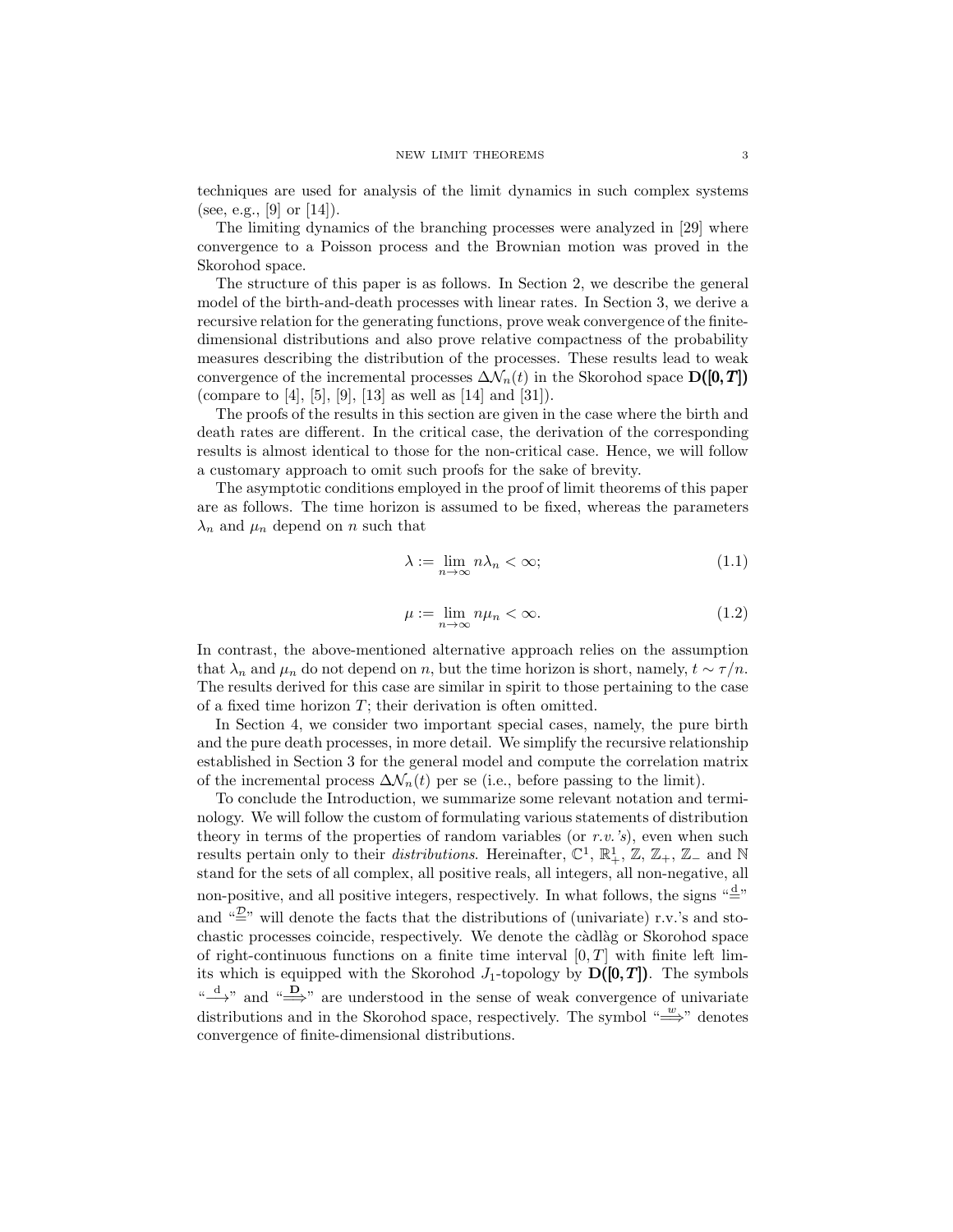techniques are used for analysis of the limit dynamics in such complex systems (see, e.g., [9] or [14]).

The limiting dynamics of the branching processes were analyzed in [29] where convergence to a Poisson process and the Brownian motion was proved in the Skorohod space.

The structure of this paper is as follows. In Section 2, we describe the general model of the birth-and-death processes with linear rates. In Section 3, we derive a recursive relation for the generating functions, prove weak convergence of the finite-dimensional distributions and also prove relative compactness of the probability measures describing the distribution of the processes. These results lead to weak convergence of the incremental processes $\Delta\mathcal{N}_n(t)$ in the Skorohod space $\mathbf{D([0,}\boldsymbol{T}\mathbf{])}$ (compare to [4], [5], [9], [13] as well as [14] and [31]).

The proofs of the results in this section are given in the case where the birth and death rates are different. In the critical case, the derivation of the corresponding results is almost identical to those for the non-critical case. Hence, we will follow a customary approach to omit such proofs for the sake of brevity.

The asymptotic conditions employed in the proof of limit theorems of this paper are as follows. The time horizon is assumed to be fixed, whereas the parameters $\lambda_n$ and $\mu_n$ depend on $n$ such that

$$\lambda := \lim_{n\to\infty} n\lambda_n < \infty; \tag{1.1}$$

$$\mu := \lim_{n\to\infty} n\mu_n < \infty. \tag{1.2}$$

In contrast, the above-mentioned alternative approach relies on the assumption that $\lambda_n$ and $\mu_n$ do not depend on $n$, but the time horizon is short, namely, $t \sim \tau/n$. The results derived for this case are similar in spirit to those pertaining to the case of a fixed time horizon $T$; their derivation is often omitted.

In Section 4, we consider two important special cases, namely, the pure birth and the pure death processes, in more detail. We simplify the recursive relationship established in Section 3 for the general model and compute the correlation matrix of the incremental process $\Delta\mathcal{N}_n(t)$ per se (i.e., before passing to the limit).

To conclude the Introduction, we summarize some relevant notation and terminology. We will follow the custom of formulating various statements of distribution theory in terms of the properties of random variables (or *r.v.'s*), even when such results pertain only to their *distributions*. Hereinafter, $\mathbb{C}^1$, $\mathbb{R}^1_+$, $\mathbb{Z}$, $\mathbb{Z}_+$, $\mathbb{Z}_-$ and $\mathbb{N}$ stand for the sets of all complex, all positive reals, all integers, all non-negative, all non-positive, and all positive integers, respectively. In what follows, the signs "$\stackrel{\mathrm{d}}{=}$" and "$\stackrel{\mathcal{D}}{=}$" will denote the facts that the distributions of (univariate) r.v.'s and stochastic processes coincide, respectively. We denote the càdlàg or Skorohod space of right-continuous functions on a finite time interval $[0, T]$ with finite left limits which is equipped with the Skorohod $J_1$-topology by $\mathbf{D([0,}\boldsymbol{T}\mathbf{])}$. The symbols "$\xrightarrow{\mathrm{d}}$" and "$\xRightarrow{\mathbf{D}}$" are understood in the sense of weak convergence of univariate distributions and in the Skorohod space, respectively. The symbol "$\xRightarrow{w}$" denotes convergence of finite-dimensional distributions.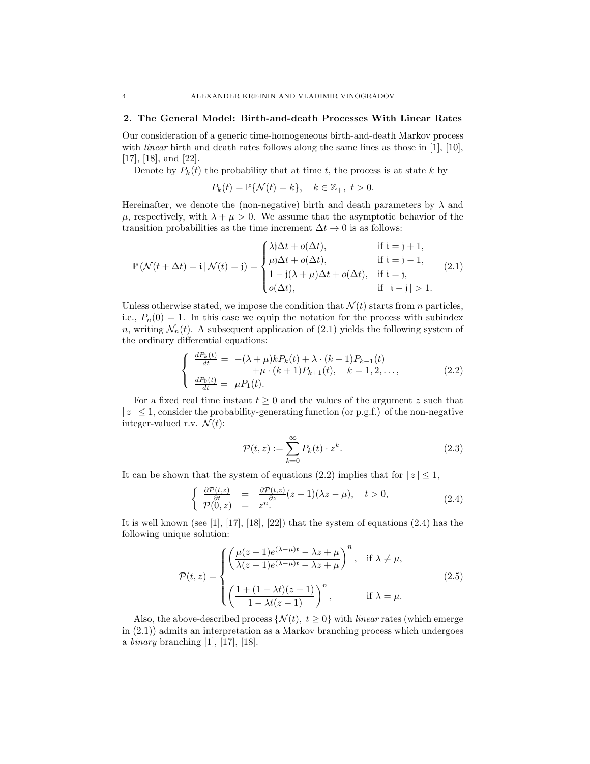## 2. The General Model: Birth-and-death Processes With Linear Rates

Our consideration of a generic time-homogeneous birth-and-death Markov process with *linear* birth and death rates follows along the same lines as those in [1], [10], [17], [18], and [22].

Denote by $P_k(t)$ the probability that at time $t$, the process is at state $k$ by

$$P_k(t) = \mathbb{P}\{\mathcal{N}(t) = k\}, \quad k \in \mathbb{Z}_+, \ t > 0.$$

Hereinafter, we denote the (non-negative) birth and death parameters by $\lambda$ and $\mu$, respectively, with $\lambda + \mu > 0$. We assume that the asymptotic behavior of the transition probabilities as the time increment $\Delta t \to 0$ is as follows:

$$\mathbb{P}\left(\mathcal{N}(t+\Delta t) = \mathfrak{i} \,|\, \mathcal{N}(t) = \mathfrak{j}\right) = \begin{cases} \lambda \mathfrak{j}\Delta t + o(\Delta t), & \text{if } \mathfrak{i} = \mathfrak{j}+1, \\ \mu \mathfrak{j}\Delta t + o(\Delta t), & \text{if } \mathfrak{i} = \mathfrak{j}-1, \\ 1 - \mathfrak{j}(\lambda+\mu)\Delta t + o(\Delta t), & \text{if } \mathfrak{i} = \mathfrak{j}, \\ o(\Delta t), & \text{if } |\,\mathfrak{i} - \mathfrak{j}\,| > 1. \end{cases} \tag{2.1}$$

Unless otherwise stated, we impose the condition that $\mathcal{N}(t)$ starts from $n$ particles, i.e., $P_n(0) = 1$. In this case we equip the notation for the process with subindex $n$, writing $\mathcal{N}_n(t)$. A subsequent application of (2.1) yields the following system of the ordinary differential equations:

$$\begin{cases} \frac{dP_k(t)}{dt} = & -(\lambda+\mu)kP_k(t) + \lambda \cdot (k-1)P_{k-1}(t) \\ & +\mu \cdot (k+1)P_{k+1}(t), \quad k = 1, 2, \ldots, \\ \frac{dP_0(t)}{dt} = & \mu P_1(t). \end{cases} \tag{2.2}$$

For a fixed real time instant $t \geq 0$ and the values of the argument $z$ such that $|\,z\,| \leq 1$, consider the probability-generating function (or p.g.f.) of the non-negative integer-valued r.v. $\mathcal{N}(t)$:

$$\mathcal{P}(t,z) := \sum_{k=0}^{\infty} P_k(t) \cdot z^k. \tag{2.3}$$

It can be shown that the system of equations (2.2) implies that for $|\,z\,| \leq 1$,

$$\begin{cases} \frac{\partial \mathcal{P}(t,z)}{\partial t} & = & \frac{\partial \mathcal{P}(t,z)}{\partial z}(z-1)(\lambda z - \mu), \quad t > 0, \\ \mathcal{P}(0,z) & = & z^n. \end{cases} \tag{2.4}$$

It is well known (see [1], [17], [18], [22]) that the system of equations (2.4) has the following unique solution:

$$\mathcal{P}(t,z) = \begin{cases} \left( \dfrac{\mu(z-1)e^{(\lambda-\mu)t} - \lambda z + \mu}{\lambda(z-1)e^{(\lambda-\mu)t} - \lambda z + \mu} \right)^n, & \text{if } \lambda \neq \mu, \\[2ex] \left( \dfrac{1 + (1-\lambda t)(z-1)}{1 - \lambda t(z-1)} \right)^n, & \text{if } \lambda = \mu. \end{cases} \tag{2.5}$$

Also, the above-described process $\{\mathcal{N}(t), \ t \geq 0\}$ with *linear* rates (which emerge in (2.1)) admits an interpretation as a Markov branching process which undergoes a *binary* branching [1], [17], [18].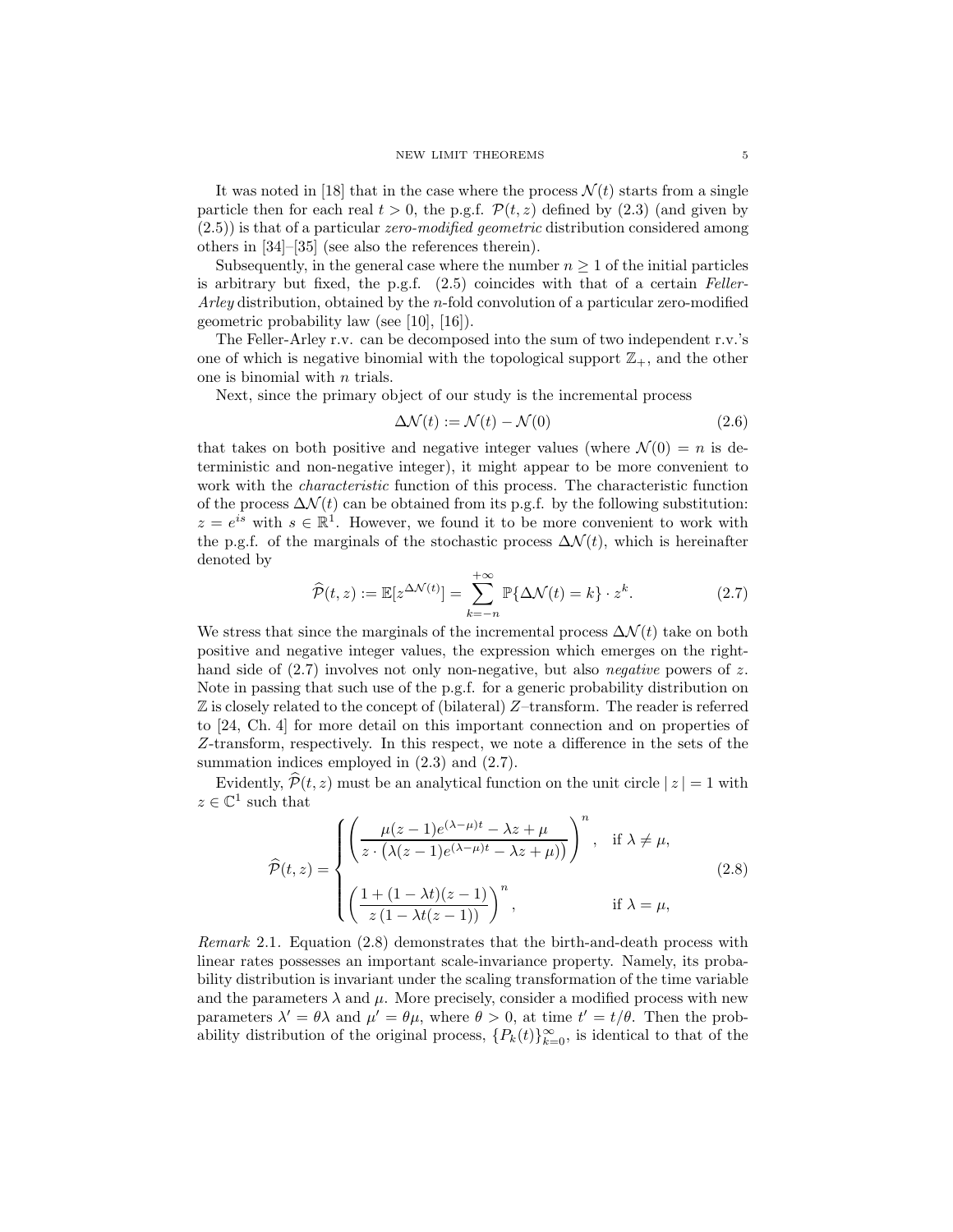It was noted in [18] that in the case where the process $\mathcal{N}(t)$ starts from a single particle then for each real $t > 0$, the p.g.f. $\mathcal{P}(t,z)$ defined by (2.3) (and given by (2.5)) is that of a particular *zero-modified geometric* distribution considered among others in [34]–[35] (see also the references therein).

Subsequently, in the general case where the number $n \geq 1$ of the initial particles is arbitrary but fixed, the p.g.f. (2.5) coincides with that of a certain *Feller-Arley* distribution, obtained by the $n$-fold convolution of a particular zero-modified geometric probability law (see [10], [16]).

The Feller-Arley r.v. can be decomposed into the sum of two independent r.v.'s one of which is negative binomial with the topological support $\mathbb{Z}_+$, and the other one is binomial with $n$ trials.

Next, since the primary object of our study is the incremental process

$$\Delta\mathcal{N}(t) := \mathcal{N}(t) - \mathcal{N}(0) \tag{2.6}$$

that takes on both positive and negative integer values (where $\mathcal{N}(0) = n$ is deterministic and non-negative integer), it might appear to be more convenient to work with the *characteristic* function of this process. The characteristic function of the process $\Delta\mathcal{N}(t)$ can be obtained from its p.g.f. by the following substitution: $z = e^{is}$ with $s \in \mathbb{R}^1$. However, we found it to be more convenient to work with the p.g.f. of the marginals of the stochastic process $\Delta\mathcal{N}(t)$, which is hereinafter denoted by

$$\widehat{\mathcal{P}}(t,z) := \mathbb{E}[z^{\Delta\mathcal{N}(t)}] = \sum_{k=-n}^{+\infty} \mathbb{P}\{\Delta\mathcal{N}(t) = k\} \cdot z^k. \tag{2.7}$$

We stress that since the marginals of the incremental process $\Delta\mathcal{N}(t)$ take on both positive and negative integer values, the expression which emerges on the right-hand side of (2.7) involves not only non-negative, but also *negative* powers of $z$. Note in passing that such use of the p.g.f. for a generic probability distribution on $\mathbb{Z}$ is closely related to the concept of (bilateral) $Z$–transform. The reader is referred to [24, Ch. 4] for more detail on this important connection and on properties of $Z$-transform, respectively. In this respect, we note a difference in the sets of the summation indices employed in (2.3) and (2.7).

Evidently, $\widehat{\mathcal{P}}(t,z)$ must be an analytical function on the unit circle $|\, z \,| = 1$ with $z \in \mathbb{C}^1$ such that

$$\widehat{\mathcal{P}}(t,z) = \begin{cases} \left( \dfrac{\mu(z-1)e^{(\lambda-\mu)t} - \lambda z + \mu}{z \cdot \left(\lambda(z-1)e^{(\lambda-\mu)t} - \lambda z + \mu\right)} \right)^n, & \text{if } \lambda \neq \mu, \\[2ex] \left( \dfrac{1 + (1-\lambda t)(z-1)}{z\,(1 - \lambda t(z-1))} \right)^n, & \text{if } \lambda = \mu, \end{cases} \tag{2.8}$$

*Remark* 2.1. Equation (2.8) demonstrates that the birth-and-death process with linear rates possesses an important scale-invariance property. Namely, its probability distribution is invariant under the scaling transformation of the time variable and the parameters $\lambda$ and $\mu$. More precisely, consider a modified process with new parameters $\lambda' = \theta\lambda$ and $\mu' = \theta\mu$, where $\theta > 0$, at time $t' = t/\theta$. Then the probability distribution of the original process, $\{P_k(t)\}_{k=0}^{\infty}$, is identical to that of the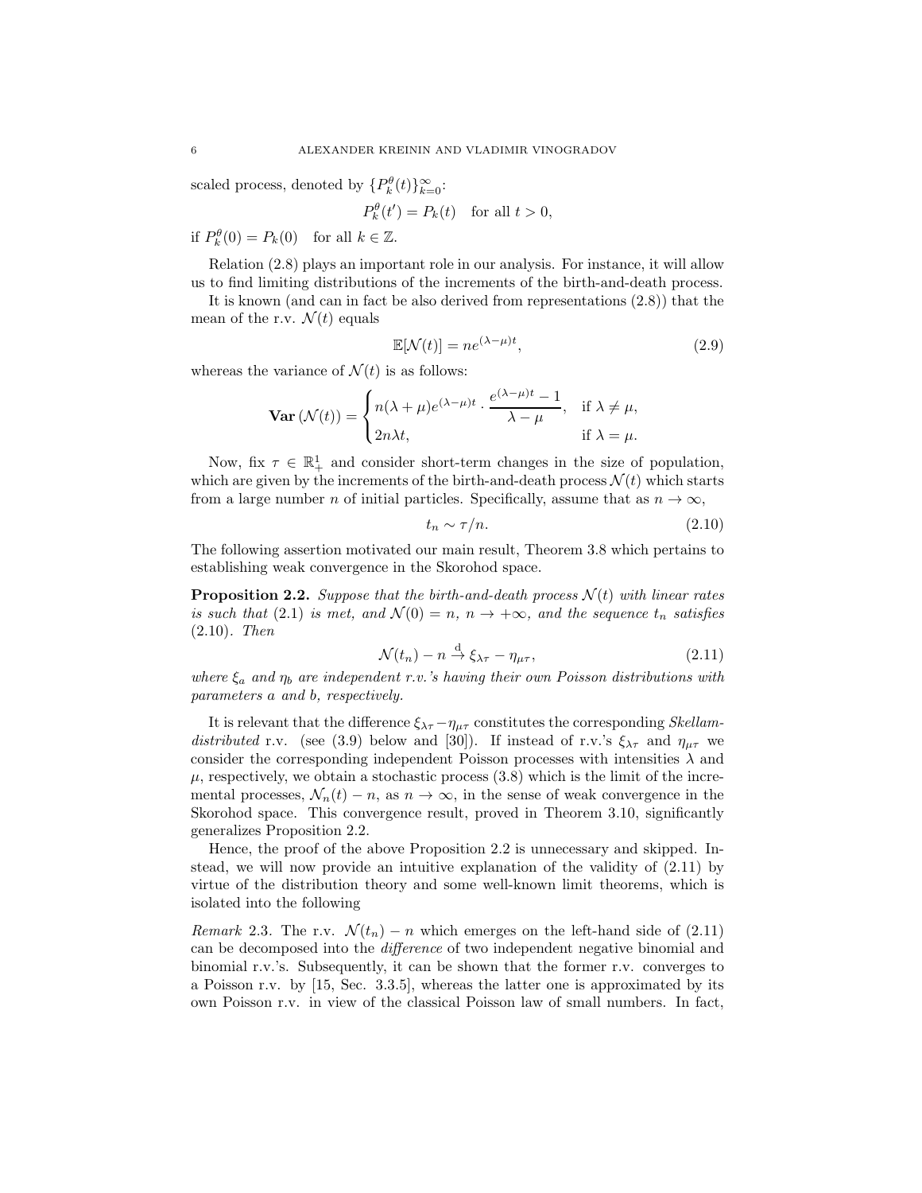scaled process, denoted by $\{P_k^\theta(t)\}_{k=0}^\infty$:

$$P_k^\theta(t') = P_k(t) \quad \text{for all } t > 0,$$

if $P_k^\theta(0) = P_k(0) \quad \text{for all } k \in \mathbb{Z}$.

Relation (2.8) plays an important role in our analysis. For instance, it will allow us to find limiting distributions of the increments of the birth-and-death process.

It is known (and can in fact be also derived from representations (2.8)) that the mean of the r.v. $\mathcal{N}(t)$ equals

$$\mathbb{E}[\mathcal{N}(t)] = ne^{(\lambda-\mu)t}, \tag{2.9}$$

whereas the variance of $\mathcal{N}(t)$ is as follows:

$$\mathbf{Var}\,(\mathcal{N}(t)) = \begin{cases} n(\lambda+\mu)e^{(\lambda-\mu)t} \cdot \dfrac{e^{(\lambda-\mu)t}-1}{\lambda-\mu}, & \text{if } \lambda \neq \mu, \\ 2n\lambda t, & \text{if } \lambda = \mu. \end{cases}$$

Now, fix $\tau \in \mathbb{R}_+^1$ and consider short-term changes in the size of population, which are given by the increments of the birth-and-death process $\mathcal{N}(t)$ which starts from a large number $n$ of initial particles. Specifically, assume that as $n \to \infty$,

$$t_n \sim \tau/n. \tag{2.10}$$

The following assertion motivated our main result, Theorem 3.8 which pertains to establishing weak convergence in the Skorohod space.

**Proposition 2.2.** *Suppose that the birth-and-death process $\mathcal{N}(t)$ with linear rates is such that* (2.1) *is met, and $\mathcal{N}(0) = n$, $n \to +\infty$, and the sequence $t_n$ satisfies* (2.10). *Then*

$$\mathcal{N}(t_n) - n \overset{\mathrm{d}}{\to} \xi_{\lambda\tau} - \eta_{\mu\tau}, \tag{2.11}$$

*where $\xi_a$ and $\eta_b$ are independent r.v.'s having their own Poisson distributions with parameters $a$ and $b$, respectively.*

It is relevant that the difference $\xi_{\lambda\tau} - \eta_{\mu\tau}$ constitutes the corresponding *Skellam-distributed* r.v. (see (3.9) below and [30]). If instead of r.v.'s $\xi_{\lambda\tau}$ and $\eta_{\mu\tau}$ we consider the corresponding independent Poisson processes with intensities $\lambda$ and $\mu$, respectively, we obtain a stochastic process (3.8) which is the limit of the incremental processes, $\mathcal{N}_n(t) - n$, as $n \to \infty$, in the sense of weak convergence in the Skorohod space. This convergence result, proved in Theorem 3.10, significantly generalizes Proposition 2.2.

Hence, the proof of the above Proposition 2.2 is unnecessary and skipped. Instead, we will now provide an intuitive explanation of the validity of (2.11) by virtue of the distribution theory and some well-known limit theorems, which is isolated into the following

*Remark* 2.3. The r.v. $\mathcal{N}(t_n) - n$ which emerges on the left-hand side of (2.11) can be decomposed into the *difference* of two independent negative binomial and binomial r.v.'s. Subsequently, it can be shown that the former r.v. converges to a Poisson r.v. by [15, Sec. 3.3.5], whereas the latter one is approximated by its own Poisson r.v. in view of the classical Poisson law of small numbers. In fact,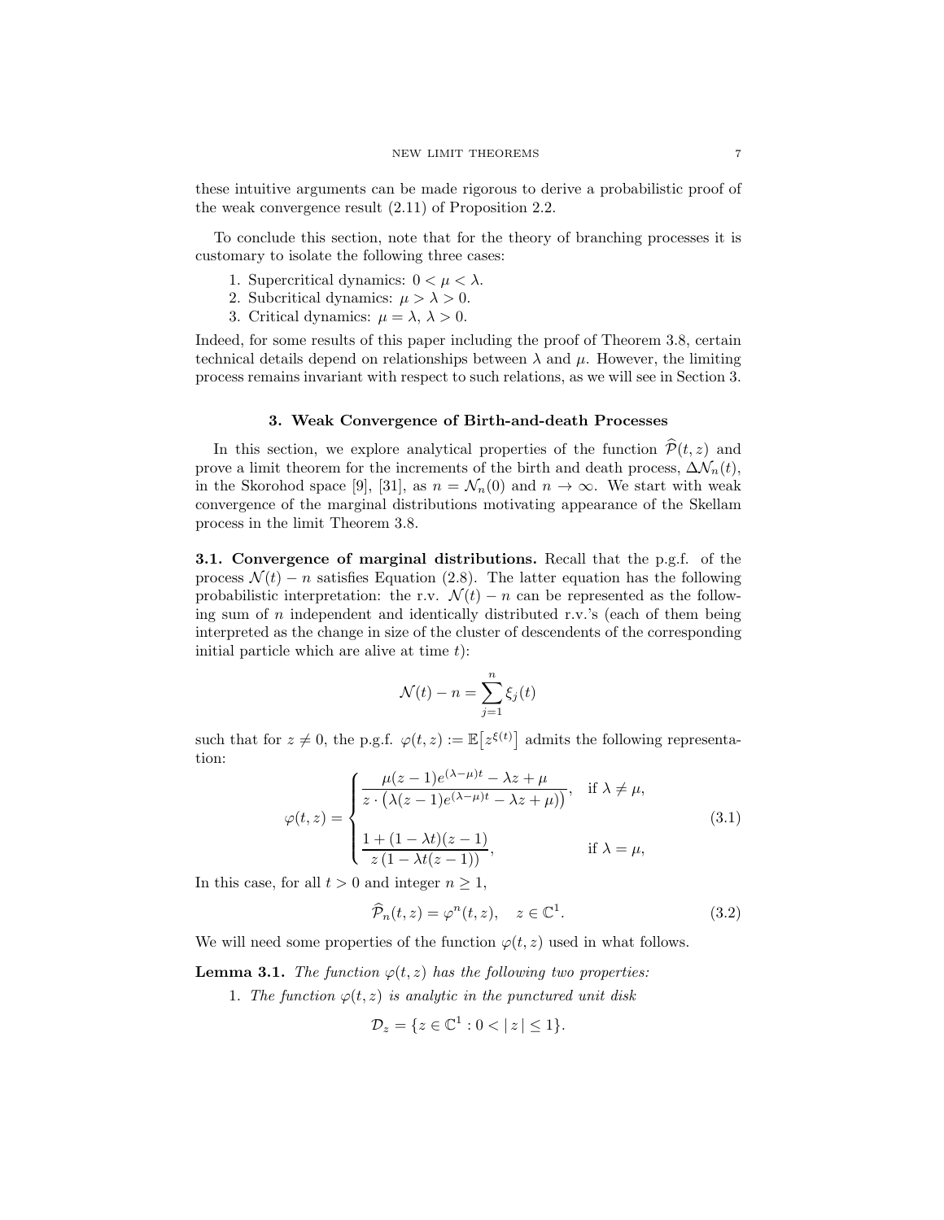these intuitive arguments can be made rigorous to derive a probabilistic proof of the weak convergence result (2.11) of Proposition 2.2.

To conclude this section, note that for the theory of branching processes it is customary to isolate the following three cases:

1. Supercritical dynamics: $0 < \mu < \lambda$.
2. Subcritical dynamics: $\mu > \lambda > 0$.
3. Critical dynamics: $\mu = \lambda$, $\lambda > 0$.

Indeed, for some results of this paper including the proof of Theorem 3.8, certain technical details depend on relationships between $\lambda$ and $\mu$. However, the limiting process remains invariant with respect to such relations, as we will see in Section 3.

## 3. Weak Convergence of Birth-and-death Processes

In this section, we explore analytical properties of the function $\widehat{\mathcal{P}}(t, z)$ and prove a limit theorem for the increments of the birth and death process, $\Delta\mathcal{N}_n(t)$, in the Skorohod space [9], [31], as $n = \mathcal{N}_n(0)$ and $n \to \infty$. We start with weak convergence of the marginal distributions motivating appearance of the Skellam process in the limit Theorem 3.8.

**3.1. Convergence of marginal distributions.** Recall that the p.g.f. of the process $\mathcal{N}(t) - n$ satisfies Equation (2.8). The latter equation has the following probabilistic interpretation: the r.v. $\mathcal{N}(t) - n$ can be represented as the following sum of $n$ independent and identically distributed r.v.'s (each of them being interpreted as the change in size of the cluster of descendents of the corresponding initial particle which are alive at time $t$):

$$\mathcal{N}(t) - n = \sum_{j=1}^{n} \xi_j(t)$$

such that for $z \neq 0$, the p.g.f. $\varphi(t, z) := \mathbb{E}\big[z^{\xi(t)}\big]$ admits the following representation:

$$\varphi(t, z) = \begin{cases} \dfrac{\mu(z-1)e^{(\lambda-\mu)t} - \lambda z + \mu}{z \cdot \big(\lambda(z-1)e^{(\lambda-\mu)t} - \lambda z + \mu\big)}, & \text{if } \lambda \neq \mu, \\[2ex] \dfrac{1 + (1-\lambda t)(z-1)}{z\,(1 - \lambda t(z-1))}, & \text{if } \lambda = \mu, \end{cases} \tag{3.1}$$

In this case, for all $t > 0$ and integer $n \geq 1$,

$$\widehat{\mathcal{P}}_n(t, z) = \varphi^n(t, z), \quad z \in \mathbb{C}^1. \tag{3.2}$$

We will need some properties of the function $\varphi(t, z)$ used in what follows.

**Lemma 3.1.** *The function $\varphi(t, z)$ has the following two properties:*

1. *The function $\varphi(t, z)$ is analytic in the punctured unit disk*

$$\mathcal{D}_z = \{z \in \mathbb{C}^1 : 0 < |\,z\,| \leq 1\}.$$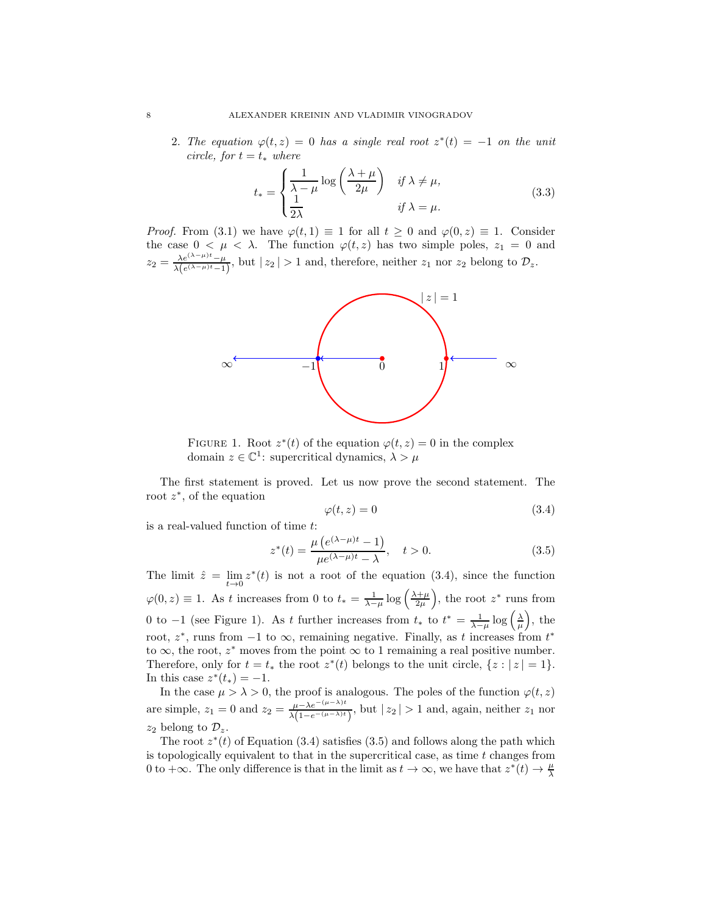2. *The equation $\varphi(t,z) = 0$ has a single real root $z^*(t) = -1$ on the unit circle, for $t = t_*$ where*

$$t_* = \begin{cases} \dfrac{1}{\lambda - \mu} \log\left(\dfrac{\lambda+\mu}{2\mu}\right) & \textit{if } \lambda \neq \mu, \\ \dfrac{1}{2\lambda} & \textit{if } \lambda = \mu. \end{cases} \tag{3.3}$$

*Proof.* From (3.1) we have $\varphi(t,1) \equiv 1$ for all $t \geq 0$ and $\varphi(0,z) \equiv 1$. Consider the case $0 < \mu < \lambda$. The function $\varphi(t,z)$ has two simple poles, $z_1 = 0$ and $z_2 = \frac{\lambda e^{(\lambda-\mu)t} - \mu}{\lambda\left(e^{(\lambda-\mu)t} - 1\right)}$, but $|\, z_2 \,| > 1$ and, therefore, neither $z_1$ nor $z_2$ belong to $\mathcal{D}_z$.

$|\, z\,| = 1$

$\infty$ $-1$ $0$ $1$ $\infty$

FIGURE 1. Root $z^*(t)$ of the equation $\varphi(t,z) = 0$ in the complex domain $z \in \mathbb{C}^1$: supercritical dynamics, $\lambda > \mu$

The first statement is proved. Let us now prove the second statement. The root $z^*$, of the equation

$$\varphi(t,z) = 0 \tag{3.4}$$

is a real-valued function of time $t$:

$$z^*(t) = \frac{\mu\left(e^{(\lambda-\mu)t} - 1\right)}{\mu e^{(\lambda-\mu)t} - \lambda}, \quad t > 0. \tag{3.5}$$

The limit $\hat{z} = \lim\limits_{t\to 0} z^*(t)$ is not a root of the equation (3.4), since the function $\varphi(0,z) \equiv 1$. As $t$ increases from 0 to $t_* = \frac{1}{\lambda-\mu}\log\left(\frac{\lambda+\mu}{2\mu}\right)$, the root $z^*$ runs from 0 to $-1$ (see Figure 1). As $t$ further increases from $t_*$ to $t^* = \frac{1}{\lambda-\mu}\log\left(\frac{\lambda}{\mu}\right)$, the root, $z^*$, runs from $-1$ to $\infty$, remaining negative. Finally, as $t$ increases from $t^*$ to $\infty$, the root, $z^*$ moves from the point $\infty$ to 1 remaining a real positive number. Therefore, only for $t = t_*$ the root $z^*(t)$ belongs to the unit circle, $\{z : |\, z\,| = 1\}$. In this case $z^*(t_*) = -1$.

In the case $\mu > \lambda > 0$, the proof is analogous. The poles of the function $\varphi(t,z)$ are simple, $z_1 = 0$ and $z_2 = \frac{\mu - \lambda e^{-(\mu-\lambda)t}}{\lambda\left(1 - e^{-(\mu-\lambda)t}\right)}$, but $|\, z_2 \,| > 1$ and, again, neither $z_1$ nor $z_2$ belong to $\mathcal{D}_z$.

The root $z^*(t)$ of Equation (3.4) satisfies (3.5) and follows along the path which is topologically equivalent to that in the supercritical case, as time $t$ changes from 0 to $+\infty$. The only difference is that in the limit as $t \to \infty$, we have that $z^*(t) \to \frac{\mu}{\lambda}$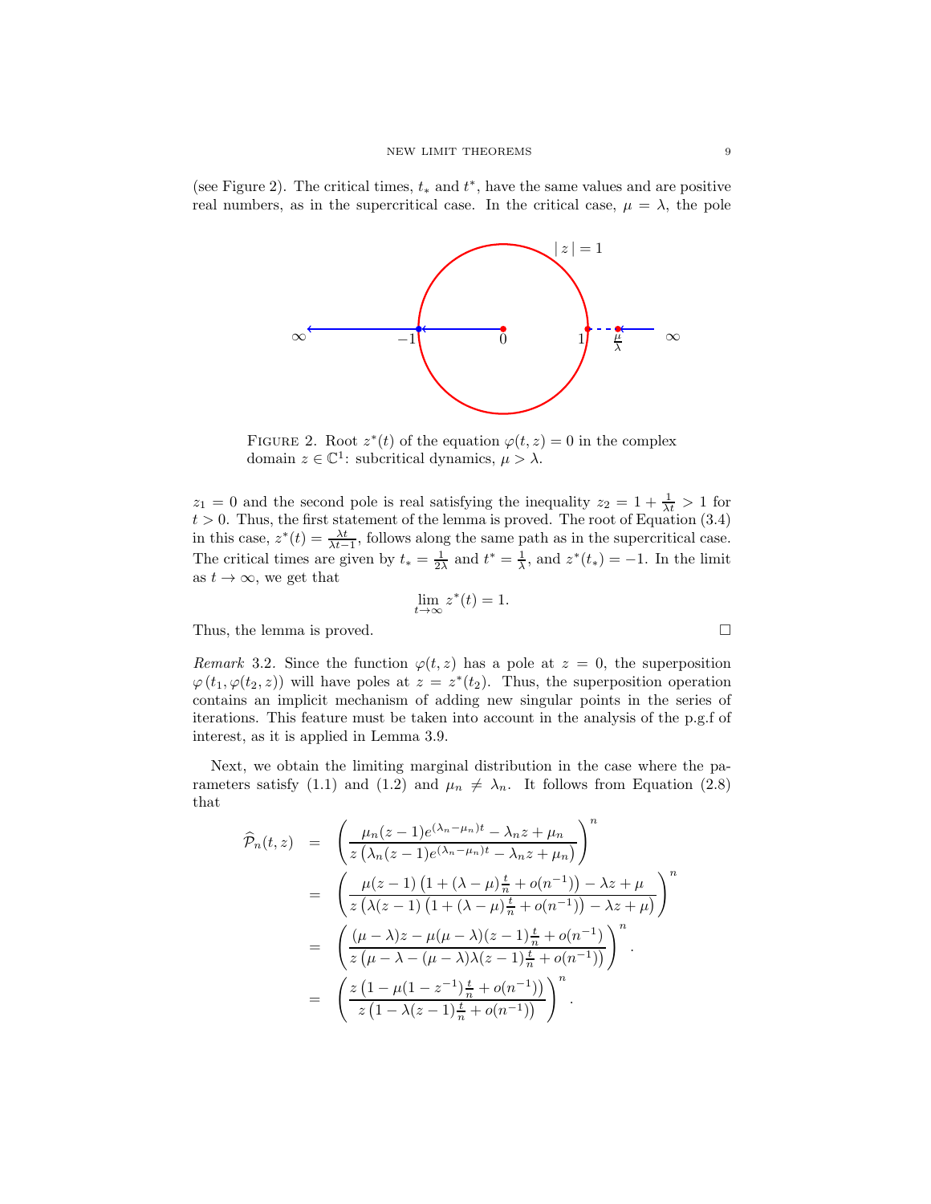(see Figure 2). The critical times, $t_*$ and $t^*$, have the same values and are positive real numbers, as in the supercritical case. In the critical case, $\mu = \lambda$, the pole

$|z| = 1$

$\infty$ $-1$ $0$ $1$ $\frac{\mu}{\lambda}$ $\infty$

FIGURE 2. Root $z^*(t)$ of the equation $\varphi(t, z) = 0$ in the complex domain $z \in \mathbb{C}^1$: subcritical dynamics, $\mu > \lambda$.

$z_1 = 0$ and the second pole is real satisfying the inequality $z_2 = 1 + \frac{1}{\lambda t} > 1$ for $t > 0$. Thus, the first statement of the lemma is proved. The root of Equation (3.4) in this case, $z^*(t) = \frac{\lambda t}{\lambda t - 1}$, follows along the same path as in the supercritical case. The critical times are given by $t_* = \frac{1}{2\lambda}$ and $t^* = \frac{1}{\lambda}$, and $z^*(t_*) = -1$. In the limit as $t \to \infty$, we get that

$$\lim_{t \to \infty} z^*(t) = 1.$$

Thus, the lemma is proved. □

*Remark* 3.2. Since the function $\varphi(t, z)$ has a pole at $z = 0$, the superposition $\varphi(t_1, \varphi(t_2, z))$ will have poles at $z = z^*(t_2)$. Thus, the superposition operation contains an implicit mechanism of adding new singular points in the series of iterations. This feature must be taken into account in the analysis of the p.g.f of interest, as it is applied in Lemma 3.9.

Next, we obtain the limiting marginal distribution in the case where the parameters satisfy (1.1) and (1.2) and $\mu_n \neq \lambda_n$. It follows from Equation (2.8) that

$$
\begin{aligned}
\widehat{\mathcal{P}}_n(t, z) &= \left( \frac{\mu_n(z-1)e^{(\lambda_n - \mu_n)t} - \lambda_n z + \mu_n}{z\left(\lambda_n(z-1)e^{(\lambda_n - \mu_n)t} - \lambda_n z + \mu_n\right)} \right)^n \\
&= \left( \frac{\mu(z-1)\left(1 + (\lambda - \mu)\frac{t}{n} + o(n^{-1})\right) - \lambda z + \mu}{z\left(\lambda(z-1)\left(1 + (\lambda - \mu)\frac{t}{n} + o(n^{-1})\right) - \lambda z + \mu\right)} \right)^n \\
&= \left( \frac{(\mu - \lambda)z - \mu(\mu - \lambda)(z-1)\frac{t}{n} + o(n^{-1})}{z\left(\mu - \lambda - (\mu - \lambda)\lambda(z-1)\frac{t}{n} + o(n^{-1})\right)} \right)^n . \\
&= \left( \frac{z\left(1 - \mu(1 - z^{-1})\frac{t}{n} + o(n^{-1})\right)}{z\left(1 - \lambda(z-1)\frac{t}{n} + o(n^{-1})\right)} \right)^n .
\end{aligned}
$$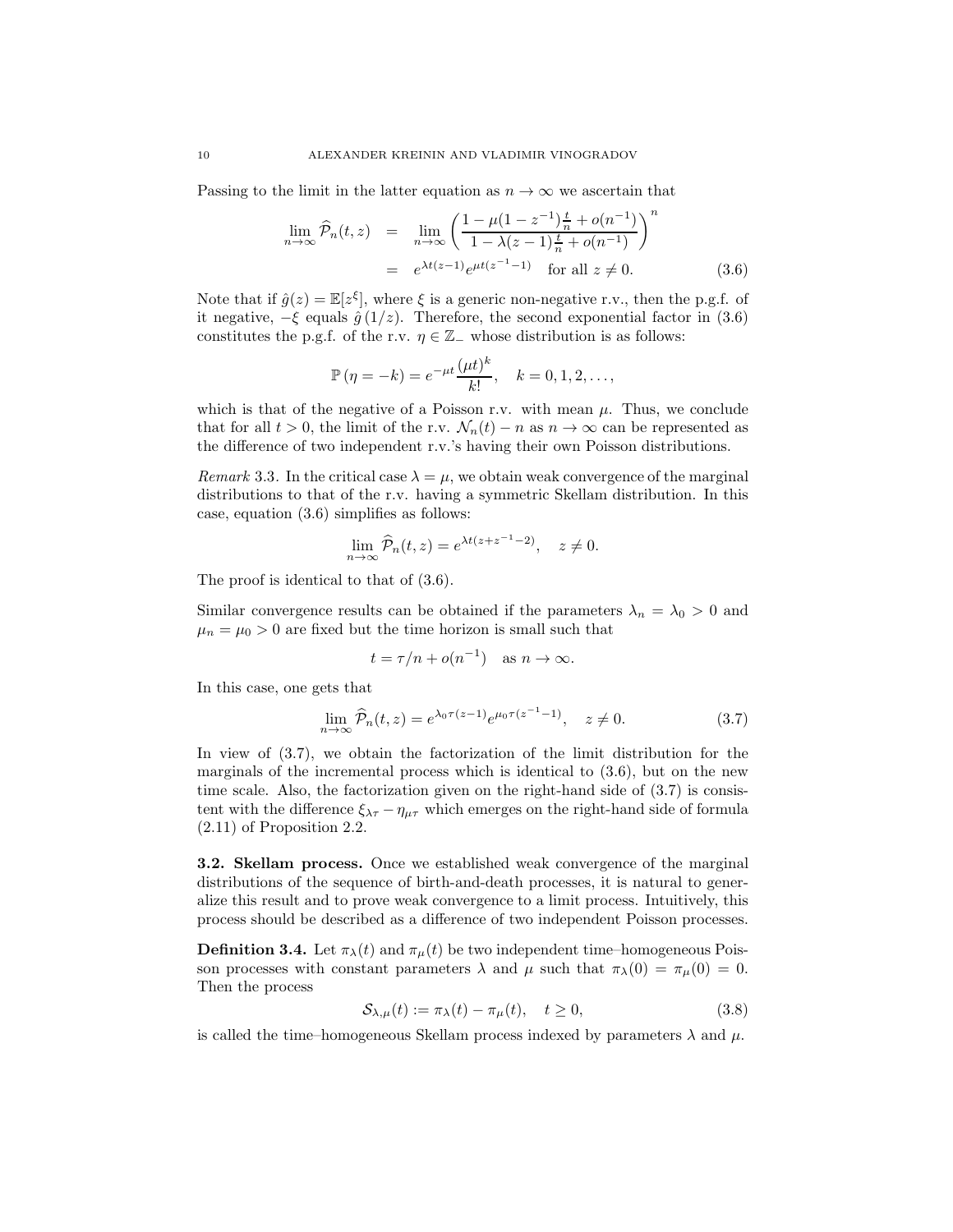Passing to the limit in the latter equation as $n \to \infty$ we ascertain that

$$
\begin{aligned}
\lim_{n\to\infty} \widehat{\mathcal{P}}_n(t,z) &= \lim_{n\to\infty} \left( \frac{1-\mu(1-z^{-1})\frac{t}{n}+o(n^{-1})}{1-\lambda(z-1)\frac{t}{n}+o(n^{-1})} \right)^n \\
&= e^{\lambda t(z-1)} e^{\mu t(z^{-1}-1)} \quad \text{for all } z \neq 0. \qquad (3.6)
\end{aligned}
$$

Note that if $\hat{g}(z) = \mathbb{E}[z^{\xi}]$, where $\xi$ is a generic non-negative r.v., then the p.g.f. of it negative, $-\xi$ equals $\hat{g}(1/z)$. Therefore, the second exponential factor in (3.6) constitutes the p.g.f. of the r.v. $\eta \in \mathbb{Z}_-$ whose distribution is as follows:

$$
\mathbb{P}(\eta = -k) = e^{-\mu t} \frac{(\mu t)^k}{k!}, \quad k = 0, 1, 2, \ldots,
$$

which is that of the negative of a Poisson r.v. with mean $\mu$. Thus, we conclude that for all $t > 0$, the limit of the r.v. $\mathcal{N}_n(t) - n$ as $n \to \infty$ can be represented as the difference of two independent r.v.'s having their own Poisson distributions.

*Remark* 3.3. In the critical case $\lambda = \mu$, we obtain weak convergence of the marginal distributions to that of the r.v. having a symmetric Skellam distribution. In this case, equation (3.6) simplifies as follows:

$$
\lim_{n\to\infty} \widehat{\mathcal{P}}_n(t,z) = e^{\lambda t(z+z^{-1}-2)}, \quad z \neq 0.
$$

The proof is identical to that of (3.6).

Similar convergence results can be obtained if the parameters $\lambda_n = \lambda_0 > 0$ and $\mu_n = \mu_0 > 0$ are fixed but the time horizon is small such that

$$
t = \tau/n + o(n^{-1}) \quad \text{as } n \to \infty.
$$

In this case, one gets that

$$
\lim_{n\to\infty} \widehat{\mathcal{P}}_n(t,z) = e^{\lambda_0 \tau(z-1)} e^{\mu_0 \tau(z^{-1}-1)}, \quad z \neq 0. \qquad (3.7)
$$

In view of (3.7), we obtain the factorization of the limit distribution for the marginals of the incremental process which is identical to (3.6), but on the new time scale. Also, the factorization given on the right-hand side of (3.7) is consistent with the difference $\xi_{\lambda\tau} - \eta_{\mu\tau}$ which emerges on the right-hand side of formula (2.11) of Proposition 2.2.

**3.2. Skellam process.** Once we established weak convergence of the marginal distributions of the sequence of birth-and-death processes, it is natural to generalize this result and to prove weak convergence to a limit process. Intuitively, this process should be described as a difference of two independent Poisson processes.

**Definition 3.4.** Let $\pi_\lambda(t)$ and $\pi_\mu(t)$ be two independent time–homogeneous Poisson processes with constant parameters $\lambda$ and $\mu$ such that $\pi_\lambda(0) = \pi_\mu(0) = 0$. Then the process

$$
\mathcal{S}_{\lambda,\mu}(t) := \pi_\lambda(t) - \pi_\mu(t), \quad t \geq 0, \qquad (3.8)
$$

is called the time–homogeneous Skellam process indexed by parameters $\lambda$ and $\mu$.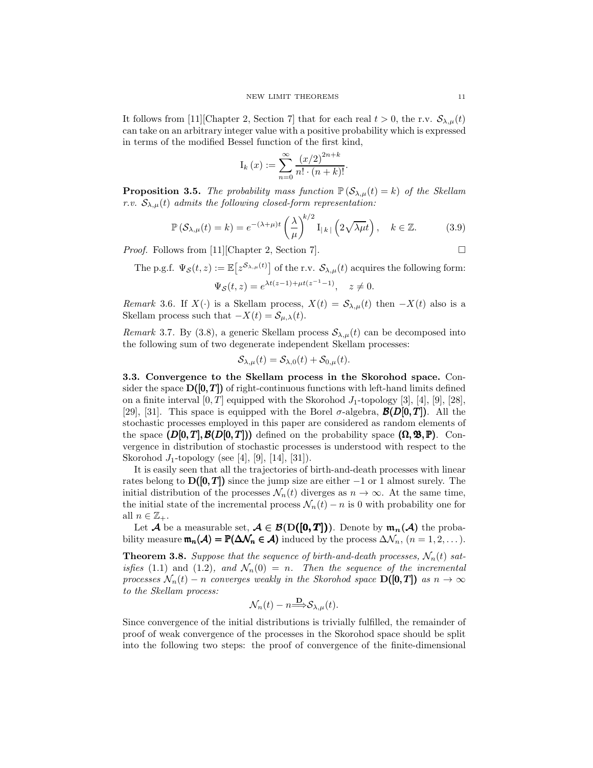It follows from [11][Chapter 2, Section 7] that for each real $t > 0$, the r.v. $\mathcal{S}_{\lambda,\mu}(t)$ can take on an arbitrary integer value with a positive probability which is expressed in terms of the modified Bessel function of the first kind,

$$\mathrm{I}_k\left(x\right) := \sum_{n=0}^{\infty} \frac{\left(x/2\right)^{2n+k}}{n! \cdot (n+k)!}.$$

**Proposition 3.5.** *The probability mass function $\mathbb{P}\left(\mathcal{S}_{\lambda,\mu}(t) = k\right)$ of the Skellam r.v. $\mathcal{S}_{\lambda,\mu}(t)$ admits the following closed-form representation:*

$$\mathbb{P}\left(\mathcal{S}_{\lambda,\mu}(t) = k\right) = e^{-(\lambda+\mu)t} \left(\frac{\lambda}{\mu}\right)^{k/2} \mathrm{I}_{|\,k\,|}\left(2\sqrt{\lambda\mu}t\right), \quad k \in \mathbb{Z}. \tag{3.9}$$

*Proof.* Follows from [11][Chapter 2, Section 7]. □

The p.g.f. $\Psi_{\mathcal{S}}(t,z) := \mathbb{E}\big[z^{\mathcal{S}_{\lambda,\mu}(t)}\big]$ of the r.v. $\mathcal{S}_{\lambda,\mu}(t)$ acquires the following form:

$$\Psi_{\mathcal{S}}(t,z) = e^{\lambda t(z-1) + \mu t(z^{-1}-1)}, \quad z \neq 0.$$

*Remark* 3.6. If $X(\cdot)$ is a Skellam process, $X(t) = \mathcal{S}_{\lambda,\mu}(t)$ then $-X(t)$ also is a Skellam process such that $-X(t) = \mathcal{S}_{\mu,\lambda}(t)$.

*Remark* 3.7. By (3.8), a generic Skellam process $\mathcal{S}_{\lambda,\mu}(t)$ can be decomposed into the following sum of two degenerate independent Skellam processes:

$$\mathcal{S}_{\lambda,\mu}(t) = \mathcal{S}_{\lambda,0}(t) + \mathcal{S}_{0,\mu}(t).$$

**3.3. Convergence to the Skellam process in the Skorohod space.** Consider the space $\mathbf{D([0,\mathit{T}])}$ of right-continuous functions with left-hand limits defined on a finite interval $[0,T]$ equipped with the Skorohod $J_1$-topology [3], [4], [9], [28], [29], [31]. This space is equipped with the Borel $\sigma$-algebra, $\boldsymbol{\mathcal{B}(D[0,T])}$. All the stochastic processes employed in this paper are considered as random elements of the space $\boldsymbol{(D[0,T], \mathcal{B}(D[0,T]))}$ defined on the probability space $\boldsymbol{(\Omega, \mathfrak{B}, \mathbb{P})}$. Convergence in distribution of stochastic processes is understood with respect to the Skorohod $J_1$-topology (see [4], [9], [14], [31]).

It is easily seen that all the trajectories of birth-and-death processes with linear rates belong to $\mathbf{D([0,\mathit{T}])}$ since the jump size are either $-1$ or $1$ almost surely. The initial distribution of the processes $\mathcal{N}_n(t)$ diverges as $n \to \infty$. At the same time, the initial state of the incremental process $\mathcal{N}_n(t) - n$ is $0$ with probability one for all $n \in \mathbb{Z}_+$.

Let $\boldsymbol{\mathcal{A}}$ be a measurable set, $\boldsymbol{\mathcal{A}} \in \boldsymbol{\mathcal{B}}\mathbf{(D([0,\mathit{T}]))}$. Denote by $\boldsymbol{\mathfrak{m}_n(\mathcal{A})}$ the probability measure $\boldsymbol{\mathfrak{m}_n(\mathcal{A}) = \mathbb{P}(\Delta\mathcal{N}_n \in \mathcal{A})}$ induced by the process $\Delta\mathcal{N}_n$, $(n = 1, 2, \dots)$.

**Theorem 3.8.** *Suppose that the sequence of birth-and-death processes, $\mathcal{N}_n(t)$ satisfies* (1.1) *and* (1.2)*, and $\mathcal{N}_n(0) = n$. Then the sequence of the incremental processes $\mathcal{N}_n(t) - n$ converges weakly in the Skorohod space $\mathbf{D([0,\mathit{T}])}$ as $n \to \infty$ to the Skellam process:*

$$\mathcal{N}_n(t) - n \stackrel{\mathbf{D}}{\Longrightarrow} \mathcal{S}_{\lambda,\mu}(t).$$

Since convergence of the initial distributions is trivially fulfilled, the remainder of proof of weak convergence of the processes in the Skorohod space should be split into the following two steps: the proof of convergence of the finite-dimensional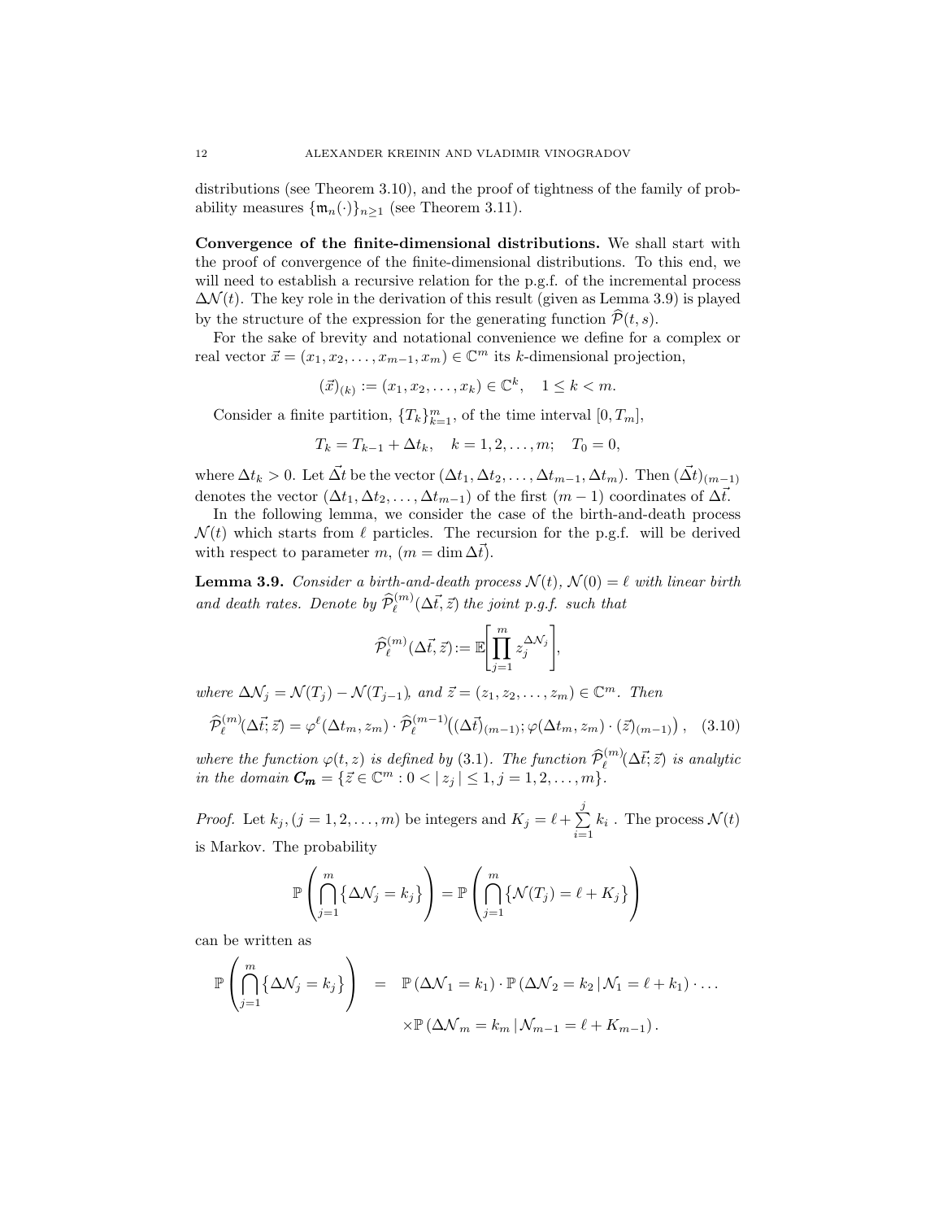distributions (see Theorem 3.10), and the proof of tightness of the family of probability measures $\{\mathfrak{m}_n(\cdot)\}_{n\geq 1}$ (see Theorem 3.11).

**Convergence of the finite-dimensional distributions.** We shall start with the proof of convergence of the finite-dimensional distributions. To this end, we will need to establish a recursive relation for the p.g.f. of the incremental process $\Delta\mathcal{N}(t)$. The key role in the derivation of this result (given as Lemma 3.9) is played by the structure of the expression for the generating function $\widehat{\mathcal{P}}(t,s)$.

For the sake of brevity and notational convenience we define for a complex or real vector $\vec{x} = (x_1, x_2, \ldots, x_{m-1}, x_m) \in \mathbb{C}^m$ its $k$-dimensional projection,

$$(\vec{x})_{(k)} := (x_1, x_2, \ldots, x_k) \in \mathbb{C}^k, \quad 1 \leq k < m.$$

Consider a finite partition, $\{T_k\}_{k=1}^m$, of the time interval $[0, T_m]$,

$$T_k = T_{k-1} + \Delta t_k, \quad k = 1, 2, \ldots, m; \quad T_0 = 0,$$

where $\Delta t_k > 0$. Let $\vec{\Delta t}$ be the vector $(\Delta t_1, \Delta t_2, \ldots, \Delta t_{m-1}, \Delta t_m)$. Then $(\vec{\Delta t})_{(m-1)}$ denotes the vector $(\Delta t_1, \Delta t_2, \ldots, \Delta t_{m-1})$ of the first $(m-1)$ coordinates of $\vec{\Delta t}$.

In the following lemma, we consider the case of the birth-and-death process $\mathcal{N}(t)$ which starts from $\ell$ particles. The recursion for the p.g.f. will be derived with respect to parameter $m$, ($m = \dim \vec{\Delta t}$).

**Lemma 3.9.** *Consider a birth-and-death process $\mathcal{N}(t)$, $\mathcal{N}(0) = \ell$ with linear birth and death rates. Denote by $\widehat{\mathcal{P}}_\ell^{(m)}(\vec{\Delta t}, \vec{z})$ the joint p.g.f. such that*

$$\widehat{\mathcal{P}}_\ell^{(m)}(\vec{\Delta t}, \vec{z}) := \mathbb{E}\left[\prod_{j=1}^m z_j^{\Delta\mathcal{N}_j}\right],$$

*where $\Delta\mathcal{N}_j = \mathcal{N}(T_j) - \mathcal{N}(T_{j-1})$, and $\vec{z} = (z_1, z_2, \ldots, z_m) \in \mathbb{C}^m$. Then*

$$\widehat{\mathcal{P}}_\ell^{(m)}(\vec{\Delta t}; \vec{z}) = \varphi^\ell(\Delta t_m, z_m) \cdot \widehat{\mathcal{P}}_\ell^{(m-1)}\big((\vec{\Delta t})_{(m-1)}; \varphi(\Delta t_m, z_m) \cdot (\vec{z})_{(m-1)}\big), \quad (3.10)$$

*where the function $\varphi(t,z)$ is defined by (3.1). The function $\widehat{\mathcal{P}}_\ell^{(m)}(\vec{\Delta t}; \vec{z})$ is analytic in the domain $\boldsymbol{C_m} = \{\vec{z} \in \mathbb{C}^m : 0 < |z_j| \leq 1, j = 1, 2, \ldots, m\}$.*

*Proof.* Let $k_j, (j = 1, 2, \ldots, m)$ be integers and $K_j = \ell + \sum_{i=1}^{j} k_i$ . The process $\mathcal{N}(t)$ is Markov. The probability

$$\mathbb{P}\left(\bigcap_{j=1}^m \{\Delta\mathcal{N}_j = k_j\}\right) = \mathbb{P}\left(\bigcap_{j=1}^m \{\mathcal{N}(T_j) = \ell + K_j\}\right)$$

can be written as

$$\begin{aligned}\mathbb{P}\left(\bigcap_{j=1}^m \{\Delta\mathcal{N}_j = k_j\}\right) &= \mathbb{P}\left(\Delta\mathcal{N}_1 = k_1\right) \cdot \mathbb{P}\left(\Delta\mathcal{N}_2 = k_2 \,|\, \mathcal{N}_1 = \ell + k_1\right) \cdot \ldots \\ &\quad \times \mathbb{P}\left(\Delta\mathcal{N}_m = k_m \,|\, \mathcal{N}_{m-1} = \ell + K_{m-1}\right).\end{aligned}$$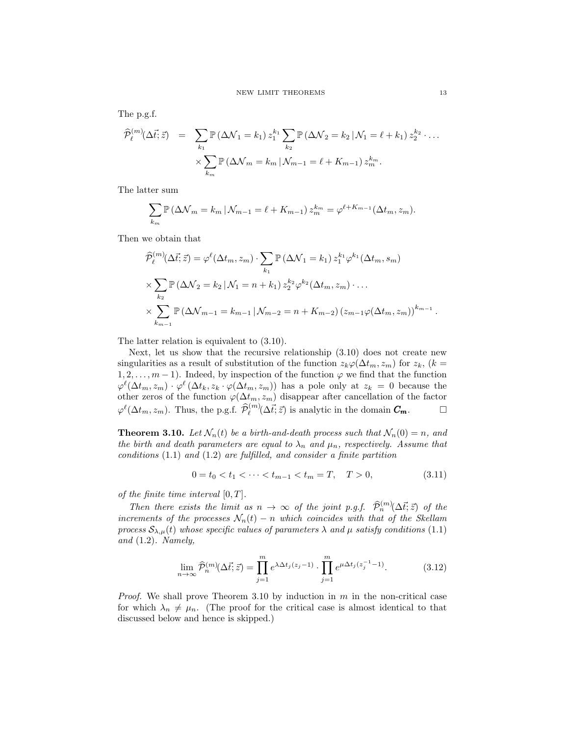The p.g.f.

$$
\begin{aligned}
\widehat{\mathcal{P}}_{\ell}^{(m)}(\Delta\vec{t};\vec{z}) &= \sum_{k_1}\mathbb{P}\left(\Delta\mathcal{N}_1 = k_1\right) z_1^{k_1}\sum_{k_2}\mathbb{P}\left(\Delta\mathcal{N}_2 = k_2\,|\,\mathcal{N}_1 = \ell + k_1\right) z_2^{k_2}\cdot\ldots \\
&\quad\times\sum_{k_m}\mathbb{P}\left(\Delta\mathcal{N}_m = k_m\,|\,\mathcal{N}_{m-1} = \ell + K_{m-1}\right) z_m^{k_m}.
\end{aligned}
$$

The latter sum

$$
\sum_{k_m}\mathbb{P}\left(\Delta\mathcal{N}_m = k_m\,|\,\mathcal{N}_{m-1} = \ell + K_{m-1}\right) z_m^{k_m} = \varphi^{\ell + K_{m-1}}(\Delta t_m, z_m).
$$

Then we obtain that

$$
\begin{aligned}
&\widehat{\mathcal{P}}_{\ell}^{(m)}(\Delta\vec{t};\vec{z}) = \varphi^{\ell}(\Delta t_m, z_m)\cdot\sum_{k_1}\mathbb{P}\left(\Delta\mathcal{N}_1 = k_1\right) z_1^{k_1}\varphi^{k_1}(\Delta t_m, s_m) \\
&\times\sum_{k_2}\mathbb{P}\left(\Delta\mathcal{N}_2 = k_2\,|\,\mathcal{N}_1 = n + k_1\right) z_2^{k_2}\varphi^{k_2}(\Delta t_m, z_m)\cdot\ldots \\
&\times\sum_{k_{m-1}}\mathbb{P}\left(\Delta\mathcal{N}_{m-1} = k_{m-1}\,|\,\mathcal{N}_{m-2} = n + K_{m-2}\right)\left(z_{m-1}\varphi(\Delta t_m, z_m)\right)^{k_{m-1}}.
\end{aligned}
$$

The latter relation is equivalent to (3.10).

Next, let us show that the recursive relationship (3.10) does not create new singularities as a result of substitution of the function $z_k\varphi(\Delta t_m, z_m)$ for $z_k$, $(k = 1, 2, \ldots, m-1)$. Indeed, by inspection of the function $\varphi$ we find that the function $\varphi^{\ell}(\Delta t_m, z_m)\cdot\varphi^{\ell}\left(\Delta t_k, z_k\cdot\varphi(\Delta t_m, z_m)\right)$ has a pole only at $z_k = 0$ because the other zeros of the function $\varphi(\Delta t_m, z_m)$ disappear after cancellation of the factor $\varphi^{\ell}(\Delta t_m, z_m)$. Thus, the p.g.f. $\widehat{\mathcal{P}}_{\ell}^{(m)}(\Delta\vec{t};\vec{z})$ is analytic in the domain $\boldsymbol{C_m}$. $\square$

**Theorem 3.10.** *Let $\mathcal{N}_n(t)$ be a birth-and-death process such that $\mathcal{N}_n(0) = n$, and the birth and death parameters are equal to $\lambda_n$ and $\mu_n$, respectively. Assume that conditions* (1.1) *and* (1.2) *are fulfilled, and consider a finite partition*

$$
0 = t_0 < t_1 < \cdots < t_{m-1} < t_m = T, \quad T > 0, \tag{3.11}
$$

*of the finite time interval $[0, T]$.*

*Then there exists the limit as $n\to\infty$ of the joint p.g.f. $\widehat{\mathcal{P}}_n^{(m)}(\Delta\vec{t};\vec{z})$ of the increments of the processes $\mathcal{N}_n(t) - n$ which coincides with that of the Skellam process $\mathcal{S}_{\lambda,\mu}(t)$ whose specific values of parameters $\lambda$ and $\mu$ satisfy conditions* (1.1) *and* (1.2). *Namely,*

$$
\lim_{n\to\infty}\widehat{\mathcal{P}}_n^{(m)}(\Delta\vec{t};\vec{z}) = \prod_{j=1}^{m} e^{\lambda\Delta t_j(z_j - 1)}\cdot\prod_{j=1}^{m} e^{\mu\Delta t_j(z_j^{-1} - 1)}. \tag{3.12}
$$

*Proof.* We shall prove Theorem 3.10 by induction in $m$ in the non-critical case for which $\lambda_n \neq \mu_n$. (The proof for the critical case is almost identical to that discussed below and hence is skipped.)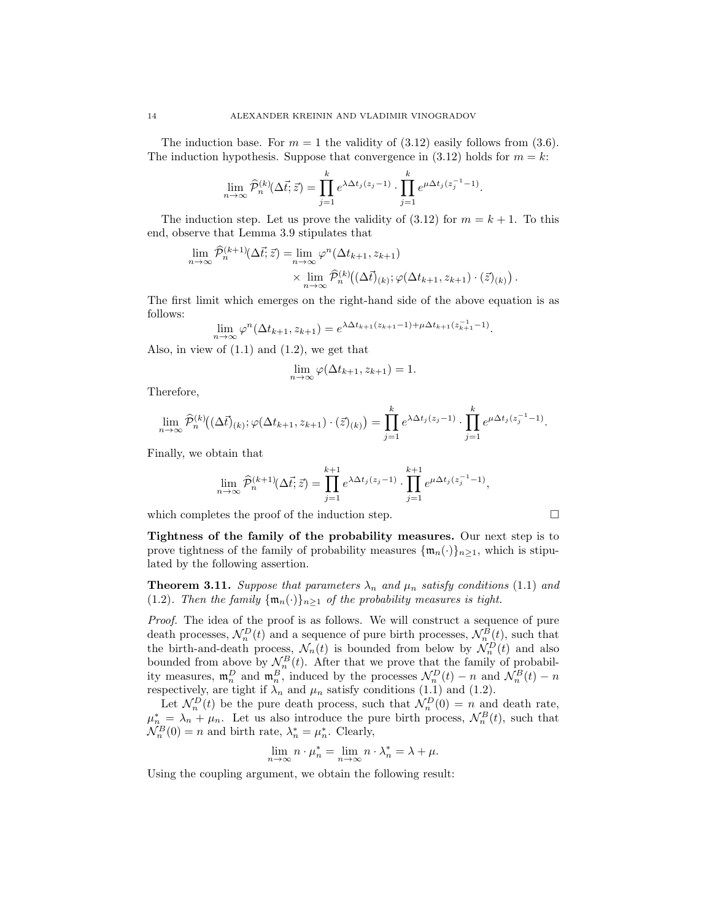The induction base. For $m = 1$ the validity of (3.12) easily follows from (3.6). The induction hypothesis. Suppose that convergence in (3.12) holds for $m = k$:

$$\lim_{n\to\infty} \widehat{\mathcal{P}}_n^{(k)}(\vec{\Delta t}; \vec{z}) = \prod_{j=1}^{k} e^{\lambda \Delta t_j (z_j - 1)} \cdot \prod_{j=1}^{k} e^{\mu \Delta t_j (z_j^{-1} - 1)}.$$

The induction step. Let us prove the validity of (3.12) for $m = k + 1$. To this end, observe that Lemma 3.9 stipulates that

$$\lim_{n\to\infty} \widehat{\mathcal{P}}_n^{(k+1)}(\vec{\Delta t}; \vec{z}) = \lim_{n\to\infty} \varphi^n(\Delta t_{k+1}, z_{k+1}) \times \lim_{n\to\infty} \widehat{\mathcal{P}}_n^{(k)}\big((\vec{\Delta t})_{(k)}; \varphi(\Delta t_{k+1}, z_{k+1}) \cdot (\vec{z})_{(k)}\big).$$

The first limit which emerges on the right-hand side of the above equation is as follows:

$$\lim_{n\to\infty} \varphi^n(\Delta t_{k+1}, z_{k+1}) = e^{\lambda \Delta t_{k+1}(z_{k+1}-1) + \mu \Delta t_{k+1}(z_{k+1}^{-1} - 1)}.$$

Also, in view of (1.1) and (1.2), we get that

$$\lim_{n\to\infty} \varphi(\Delta t_{k+1}, z_{k+1}) = 1.$$

Therefore,

$$\lim_{n\to\infty} \widehat{\mathcal{P}}_n^{(k)}\big((\vec{\Delta t})_{(k)}; \varphi(\Delta t_{k+1}, z_{k+1}) \cdot (\vec{z})_{(k)}\big) = \prod_{j=1}^{k} e^{\lambda \Delta t_j (z_j - 1)} \cdot \prod_{j=1}^{k} e^{\mu \Delta t_j (z_j^{-1} - 1)}.$$

Finally, we obtain that

$$\lim_{n\to\infty} \widehat{\mathcal{P}}_n^{(k+1)}(\vec{\Delta t}; \vec{z}) = \prod_{j=1}^{k+1} e^{\lambda \Delta t_j (z_j - 1)} \cdot \prod_{j=1}^{k+1} e^{\mu \Delta t_j (z_j^{-1} - 1)},$$

which completes the proof of the induction step. $\square$

**Tightness of the family of the probability measures.** Our next step is to prove tightness of the family of probability measures $\{\mathfrak{m}_n(\cdot)\}_{n\geq 1}$, which is stipulated by the following assertion.

**Theorem 3.11.** *Suppose that parameters $\lambda_n$ and $\mu_n$ satisfy conditions* (1.1) *and* (1.2). *Then the family $\{\mathfrak{m}_n(\cdot)\}_{n\geq 1}$ of the probability measures is tight.*

*Proof.* The idea of the proof is as follows. We will construct a sequence of pure death processes, $\mathcal{N}_n^D(t)$ and a sequence of pure birth processes, $\mathcal{N}_n^B(t)$, such that the birth-and-death process, $\mathcal{N}_n(t)$ is bounded from below by $\mathcal{N}_n^D(t)$ and also bounded from above by $\mathcal{N}_n^B(t)$. After that we prove that the family of probability measures, $\mathfrak{m}_n^D$ and $\mathfrak{m}_n^B$, induced by the processes $\mathcal{N}_n^D(t) - n$ and $\mathcal{N}_n^B(t) - n$ respectively, are tight if $\lambda_n$ and $\mu_n$ satisfy conditions (1.1) and (1.2).

Let $\mathcal{N}_n^D(t)$ be the pure death process, such that $\mathcal{N}_n^D(0) = n$ and death rate, $\mu_n^* = \lambda_n + \mu_n$. Let us also introduce the pure birth process, $\mathcal{N}_n^B(t)$, such that $\mathcal{N}_n^B(0) = n$ and birth rate, $\lambda_n^* = \mu_n^*$. Clearly,

$$\lim_{n\to\infty} n \cdot \mu_n^* = \lim_{n\to\infty} n \cdot \lambda_n^* = \lambda + \mu.$$

Using the coupling argument, we obtain the following result: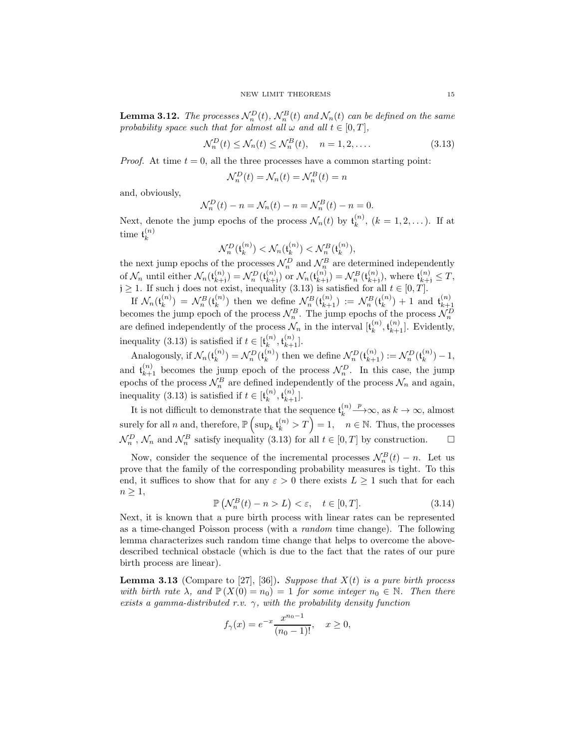**Lemma 3.12.** *The processes $\mathcal{N}_n^D(t)$, $\mathcal{N}_n^B(t)$ and $\mathcal{N}_n(t)$ can be defined on the same probability space such that for almost all $\omega$ and all $t \in [0, T]$,*

$$\mathcal{N}_n^D(t) \leq \mathcal{N}_n(t) \leq \mathcal{N}_n^B(t), \quad n = 1, 2, \ldots. \tag{3.13}$$

*Proof.* At time $t = 0$, all the three processes have a common starting point:

$$\mathcal{N}_n^D(t) = \mathcal{N}_n(t) = \mathcal{N}_n^B(t) = n$$

and, obviously,

$$\mathcal{N}_n^D(t) - n = \mathcal{N}_n(t) - n = \mathcal{N}_n^B(t) - n = 0.$$

Next, denote the jump epochs of the process $\mathcal{N}_n(t)$ by $\mathfrak{t}_k^{(n)}$, $(k = 1, 2, \ldots)$. If at time $\mathfrak{t}_k^{(n)}$

$$\mathcal{N}_n^D(\mathfrak{t}_k^{(n)}) < \mathcal{N}_n(\mathfrak{t}_k^{(n)}) < \mathcal{N}_n^B(\mathfrak{t}_k^{(n)}),$$

the next jump epochs of the processes $\mathcal{N}_n^D$ and $\mathcal{N}_n^B$ are determined independently of $\mathcal{N}_n$ until either $\mathcal{N}_n(\mathfrak{t}_{k+\mathfrak{j}}^{(n)}) = \mathcal{N}_n^D(\mathfrak{t}_{k+\mathfrak{j}}^{(n)})$ or $\mathcal{N}_n(\mathfrak{t}_{k+\mathfrak{j}}^{(n)}) = \mathcal{N}_n^B(\mathfrak{t}_{k+\mathfrak{j}}^{(n)})$, where $\mathfrak{t}_{k+\mathfrak{j}}^{(n)} \leq T$, $\mathfrak{j} \geq 1$. If such $\mathfrak{j}$ does not exist, inequality (3.13) is satisfied for all $t \in [0, T]$.

If $\mathcal{N}_n(\mathfrak{t}_k^{(n)}) = \mathcal{N}_n^B(\mathfrak{t}_k^{(n)})$ then we define $\mathcal{N}_n^B(\mathfrak{t}_{k+1}^{(n)}) := \mathcal{N}_n^B(\mathfrak{t}_k^{(n)}) + 1$ and $\mathfrak{t}_{k+1}^{(n)}$ becomes the jump epoch of the process $\mathcal{N}_n^B$. The jump epochs of the process $\mathcal{N}_n^D$ are defined independently of the process $\mathcal{N}_n$ in the interval $[\mathfrak{t}_k^{(n)}, \mathfrak{t}_{k+1}^{(n)}]$. Evidently, inequality (3.13) is satisfied if $t \in [\mathfrak{t}_k^{(n)}, \mathfrak{t}_{k+1}^{(n)}]$.

Analogously, if $\mathcal{N}_n(\mathfrak{t}_k^{(n)}) = \mathcal{N}_n^D(\mathfrak{t}_k^{(n)})$ then we define $\mathcal{N}_n^D(\mathfrak{t}_{k+1}^{(n)}) := \mathcal{N}_n^D(\mathfrak{t}_k^{(n)}) - 1$, and $\mathfrak{t}_{k+1}^{(n)}$ becomes the jump epoch of the process $\mathcal{N}_n^D$. In this case, the jump epochs of the process $\mathcal{N}_n^B$ are defined independently of the process $\mathcal{N}_n$ and again, inequality (3.13) is satisfied if $t \in [\mathfrak{t}_k^{(n)}, \mathfrak{t}_{k+1}^{(n)}]$.

It is not difficult to demonstrate that the sequence $\mathfrak{t}_k^{(n)} \xrightarrow{p} \infty$, as $k \to \infty$, almost surely for all $n$ and, therefore, $\mathbb{P}\left(\sup_k \mathfrak{t}_k^{(n)} > T\right) = 1, \quad n \in \mathbb{N}$. Thus, the processes $\mathcal{N}_n^D$, $\mathcal{N}_n$ and $\mathcal{N}_n^B$ satisfy inequality (3.13) for all $t \in [0, T]$ by construction. $\square$

Now, consider the sequence of the incremental processes $\mathcal{N}_n^B(t) - n$. Let us prove that the family of the corresponding probability measures is tight. To this end, it suffices to show that for any $\varepsilon > 0$ there exists $L \geq 1$ such that for each $n \geq 1$,

$$\mathbb{P}\left(\mathcal{N}_n^B(t) - n > L\right) < \varepsilon, \quad t \in [0, T]. \tag{3.14}$$

Next, it is known that a pure birth process with linear rates can be represented as a time-changed Poisson process (with a *random* time change). The following lemma characterizes such random time change that helps to overcome the above-described technical obstacle (which is due to the fact that the rates of our pure birth process are linear).

**Lemma 3.13** (Compare to [27], [36])**.** *Suppose that $X(t)$ is a pure birth process with birth rate $\lambda$, and $\mathbb{P}(X(0) = n_0) = 1$ for some integer $n_0 \in \mathbb{N}$. Then there exists a gamma-distributed r.v. $\gamma$, with the probability density function*

$$f_\gamma(x) = e^{-x} \frac{x^{n_0 - 1}}{(n_0 - 1)!}, \quad x \geq 0,$$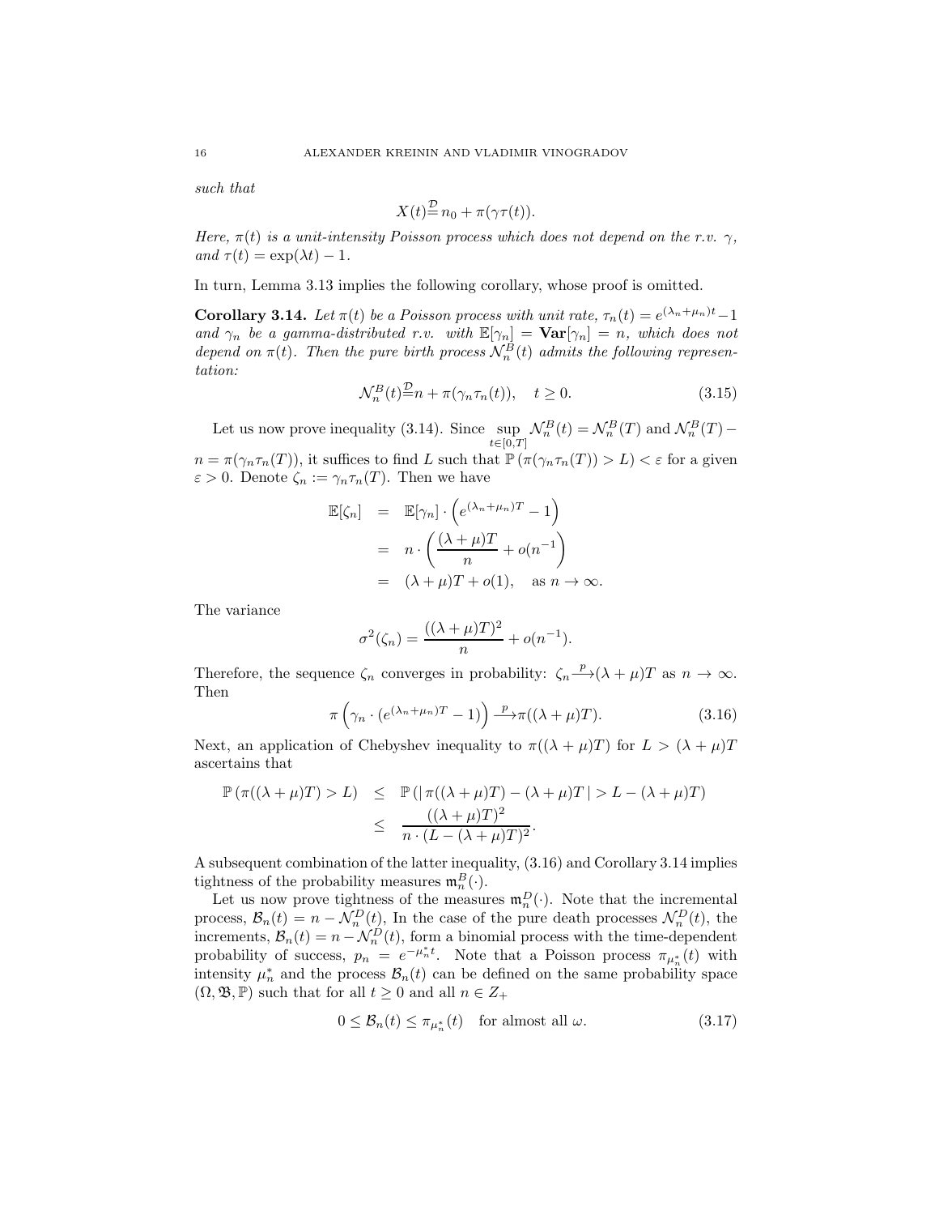*such that*

$$X(t) \stackrel{\mathcal{D}}{=} n_0 + \pi(\gamma\tau(t)).$$

*Here, $\pi(t)$ is a unit-intensity Poisson process which does not depend on the r.v. $\gamma$, and $\tau(t) = \exp(\lambda t) - 1$.*

In turn, Lemma 3.13 implies the following corollary, whose proof is omitted.

**Corollary 3.14.** *Let $\pi(t)$ be a Poisson process with unit rate, $\tau_n(t) = e^{(\lambda_n+\mu_n)t} - 1$ and $\gamma_n$ be a gamma-distributed r.v. with $\mathbb{E}[\gamma_n] = \mathbf{Var}[\gamma_n] = n$, which does not depend on $\pi(t)$. Then the pure birth process $\mathcal{N}_n^B(t)$ admits the following representation:*

$$\mathcal{N}_n^B(t) \stackrel{\mathcal{D}}{=} n + \pi(\gamma_n\tau_n(t)), \quad t \geq 0. \tag{3.15}$$

Let us now prove inequality (3.14). Since $\sup_{t\in[0,T]} \mathcal{N}_n^B(t) = \mathcal{N}_n^B(T)$ and $\mathcal{N}_n^B(T) - n = \pi(\gamma_n\tau_n(T))$, it suffices to find $L$ such that $\mathbb{P}\left(\pi(\gamma_n\tau_n(T)) > L\right) < \varepsilon$ for a given $\varepsilon > 0$. Denote $\zeta_n := \gamma_n\tau_n(T)$. Then we have

$$\begin{aligned}
\mathbb{E}[\zeta_n] &= \mathbb{E}[\gamma_n] \cdot \left(e^{(\lambda_n+\mu_n)T} - 1\right) \\
&= n \cdot \left(\frac{(\lambda+\mu)T}{n} + o(n^{-1})\right) \\
&= (\lambda+\mu)T + o(1), \quad \text{as } n \to \infty.
\end{aligned}$$

The variance

$$\sigma^2(\zeta_n) = \frac{((\lambda+\mu)T)^2}{n} + o(n^{-1}).$$

Therefore, the sequence $\zeta_n$ converges in probability: $\zeta_n \xrightarrow{p} (\lambda+\mu)T$ as $n \to \infty$. Then

$$\pi\left(\gamma_n \cdot (e^{(\lambda_n+\mu_n)T} - 1)\right) \xrightarrow{p} \pi((\lambda+\mu)T). \tag{3.16}$$

Next, an application of Chebyshev inequality to $\pi((\lambda+\mu)T)$ for $L > (\lambda+\mu)T$ ascertains that

$$\begin{aligned}
\mathbb{P}\left(\pi((\lambda+\mu)T) > L\right) &\leq \mathbb{P}\left(|\,\pi((\lambda+\mu)T) - (\lambda+\mu)T\,| > L - (\lambda+\mu)T\right) \\
&\leq \frac{((\lambda+\mu)T)^2}{n \cdot (L - (\lambda+\mu)T)^2}.
\end{aligned}$$

A subsequent combination of the latter inequality, (3.16) and Corollary 3.14 implies tightness of the probability measures $\mathfrak{m}_n^B(\cdot)$.

Let us now prove tightness of the measures $\mathfrak{m}_n^D(\cdot)$. Note that the incremental process, $\mathcal{B}_n(t) = n - \mathcal{N}_n^D(t)$, In the case of the pure death processes $\mathcal{N}_n^D(t)$, the increments, $\mathcal{B}_n(t) = n - \mathcal{N}_n^D(t)$, form a binomial process with the time-dependent probability of success, $p_n = e^{-\mu_n^* t}$. Note that a Poisson process $\pi_{\mu_n^*}(t)$ with intensity $\mu_n^*$ and the process $\mathcal{B}_n(t)$ can be defined on the same probability space $(\Omega, \mathfrak{B}, \mathbb{P})$ such that for all $t \geq 0$ and all $n \in Z_+$

$$0 \leq \mathcal{B}_n(t) \leq \pi_{\mu_n^*}(t) \quad \text{for almost all } \omega. \tag{3.17}$$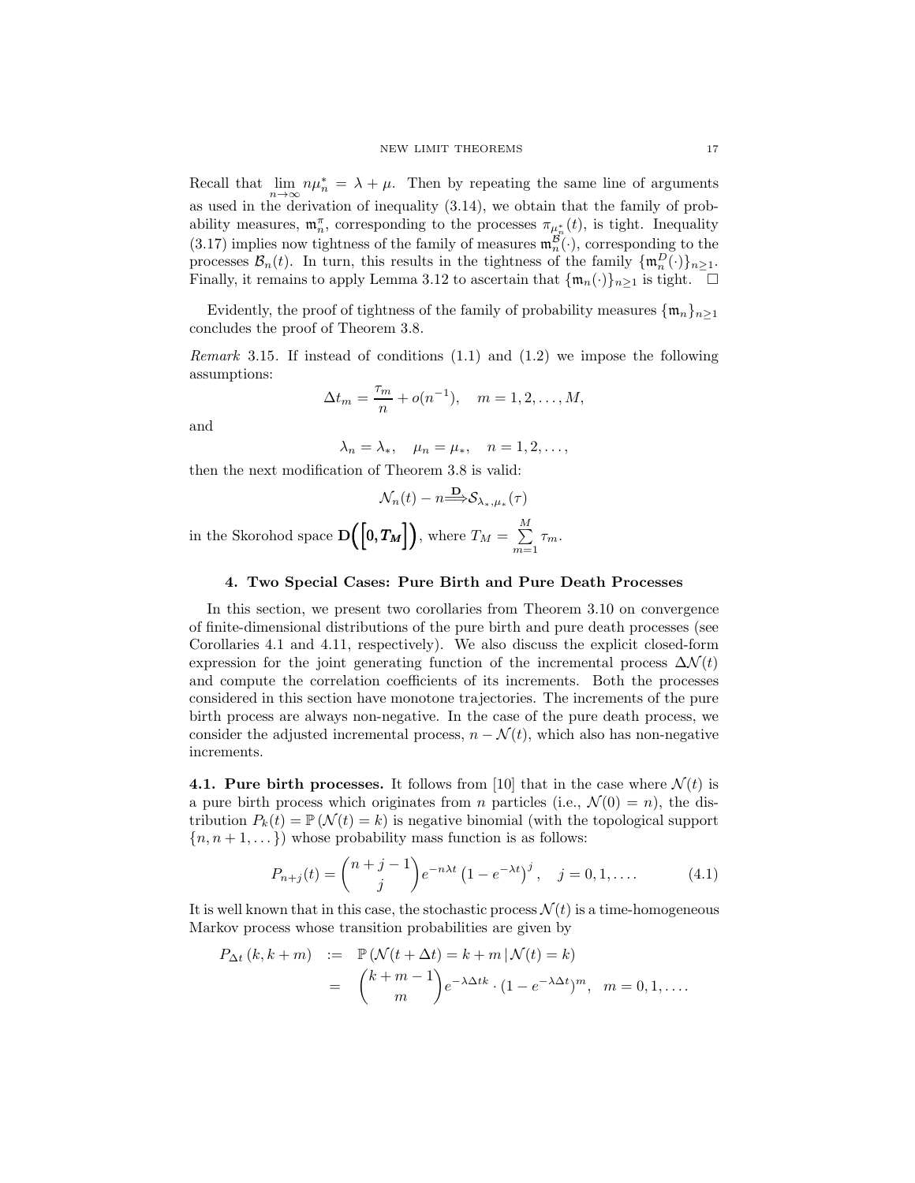Recall that $\lim\limits_{n\to\infty} n\mu_n^* = \lambda + \mu$. Then by repeating the same line of arguments as used in the derivation of inequality (3.14), we obtain that the family of probability measures, $\mathfrak{m}_n^\pi$, corresponding to the processes $\pi_{\mu_n^*}(t)$, is tight. Inequality (3.17) implies now tightness of the family of measures $\mathfrak{m}_n^{\mathcal{B}}(\cdot)$, corresponding to the processes $\mathcal{B}_n(t)$. In turn, this results in the tightness of the family $\{\mathfrak{m}_n^D(\cdot)\}_{n\geq 1}$. Finally, it remains to apply Lemma 3.12 to ascertain that $\{\mathfrak{m}_n(\cdot)\}_{n\geq 1}$ is tight. $\square$

Evidently, the proof of tightness of the family of probability measures $\{\mathfrak{m}_n\}_{n\geq 1}$ concludes the proof of Theorem 3.8.

*Remark* 3.15. If instead of conditions (1.1) and (1.2) we impose the following assumptions:

$$\Delta t_m = \frac{\tau_m}{n} + o(n^{-1}), \quad m = 1, 2, \ldots, M,$$

and

$$\lambda_n = \lambda_*, \quad \mu_n = \mu_*, \quad n = 1, 2, \ldots,$$

then the next modification of Theorem 3.8 is valid:

$$\mathcal{N}_n(t) - n \overset{\mathbf{D}}{\Longrightarrow} \mathcal{S}_{\lambda_*,\mu_*}(\tau)$$

in the Skorohod space $\mathbf{D}\Big(\big[0, T_M\big]\Big)$, where $T_M = \sum\limits_{m=1}^{M} \tau_m$.

## 4. Two Special Cases: Pure Birth and Pure Death Processes

In this section, we present two corollaries from Theorem 3.10 on convergence of finite-dimensional distributions of the pure birth and pure death processes (see Corollaries 4.1 and 4.11, respectively). We also discuss the explicit closed-form expression for the joint generating function of the incremental process $\Delta\mathcal{N}(t)$ and compute the correlation coefficients of its increments. Both the processes considered in this section have monotone trajectories. The increments of the pure birth process are always non-negative. In the case of the pure death process, we consider the adjusted incremental process, $n - \mathcal{N}(t)$, which also has non-negative increments.

**4.1. Pure birth processes.** It follows from [10] that in the case where $\mathcal{N}(t)$ is a pure birth process which originates from $n$ particles (i.e., $\mathcal{N}(0) = n$), the distribution $P_k(t) = \mathbb{P}(\mathcal{N}(t) = k)$ is negative binomial (with the topological support $\{n, n+1, \ldots\}$) whose probability mass function is as follows:

$$P_{n+j}(t) = \binom{n+j-1}{j} e^{-n\lambda t}\left(1 - e^{-\lambda t}\right)^j, \quad j = 0, 1, \ldots. \tag{4.1}$$

It is well known that in this case, the stochastic process $\mathcal{N}(t)$ is a time-homogeneous Markov process whose transition probabilities are given by

$$\begin{aligned} P_{\Delta t}(k, k+m) \;&:=\; \mathbb{P}\left(\mathcal{N}(t+\Delta t) = k+m \,|\, \mathcal{N}(t) = k\right) \\ &=\; \binom{k+m-1}{m} e^{-\lambda \Delta t k} \cdot (1 - e^{-\lambda \Delta t})^m, \quad m = 0, 1, \ldots. \end{aligned}$$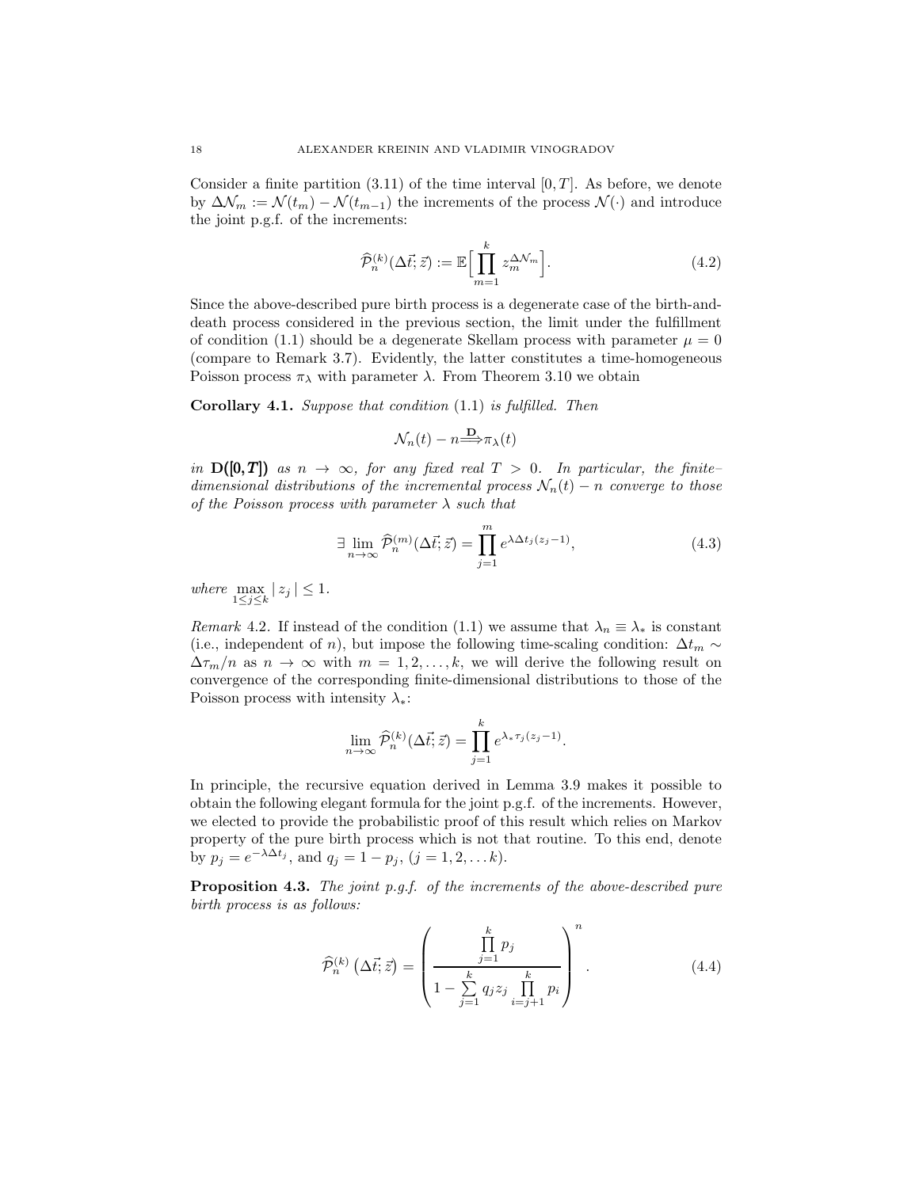Consider a finite partition (3.11) of the time interval $[0,T]$. As before, we denote by $\Delta\mathcal{N}_m := \mathcal{N}(t_m) - \mathcal{N}(t_{m-1})$ the increments of the process $\mathcal{N}(\cdot)$ and introduce the joint p.g.f. of the increments:

$$\widehat{\mathcal{P}}_n^{(k)}(\Delta\vec{t};\vec{z}) := \mathbb{E}\Big[\prod_{m=1}^{k} z_m^{\Delta\mathcal{N}_m}\Big]. \tag{4.2}$$

Since the above-described pure birth process is a degenerate case of the birth-and-death process considered in the previous section, the limit under the fulfillment of condition (1.1) should be a degenerate Skellam process with parameter $\mu = 0$ (compare to Remark 3.7). Evidently, the latter constitutes a time-homogeneous Poisson process $\pi_\lambda$ with parameter $\lambda$. From Theorem 3.10 we obtain

**Corollary 4.1.** *Suppose that condition* (1.1) *is fulfilled. Then*

$$\mathcal{N}_n(t) - n \overset{\mathbf{D}}{\Longrightarrow} \pi_\lambda(t)$$

*in* $\mathbf{D}([0,T])$ *as* $n \to \infty$*, for any fixed real* $T > 0$*. In particular, the finite–dimensional distributions of the incremental process* $\mathcal{N}_n(t) - n$ *converge to those of the Poisson process with parameter* $\lambda$ *such that*

$$\exists \lim_{n\to\infty} \widehat{\mathcal{P}}_n^{(m)}(\Delta\vec{t};\vec{z}) = \prod_{j=1}^{m} e^{\lambda\Delta t_j(z_j-1)}, \tag{4.3}$$

*where* $\max\limits_{1\le j\le k} |\, z_j \,| \le 1$.

*Remark* 4.2. If instead of the condition (1.1) we assume that $\lambda_n \equiv \lambda_*$ is constant (i.e., independent of $n$), but impose the following time-scaling condition: $\Delta t_m \sim \Delta\tau_m/n$ as $n \to \infty$ with $m = 1, 2, \ldots, k$, we will derive the following result on convergence of the corresponding finite-dimensional distributions to those of the Poisson process with intensity $\lambda_*$:

$$\lim_{n\to\infty} \widehat{\mathcal{P}}_n^{(k)}(\Delta\vec{t};\vec{z}) = \prod_{j=1}^{k} e^{\lambda_*\tau_j(z_j-1)}.$$

In principle, the recursive equation derived in Lemma 3.9 makes it possible to obtain the following elegant formula for the joint p.g.f. of the increments. However, we elected to provide the probabilistic proof of this result which relies on Markov property of the pure birth process which is not that routine. To this end, denote by $p_j = e^{-\lambda\Delta t_j}$, and $q_j = 1 - p_j$, $(j = 1, 2, \ldots k)$.

**Proposition 4.3.** *The joint p.g.f. of the increments of the above-described pure birth process is as follows:*

$$\widehat{\mathcal{P}}_n^{(k)}\left(\Delta\vec{t};\vec{z}\right) = \left( \frac{\prod\limits_{j=1}^{k} p_j}{1 - \sum\limits_{j=1}^{k} q_j z_j \prod\limits_{i=j+1}^{k} p_i} \right)^n. \tag{4.4}$$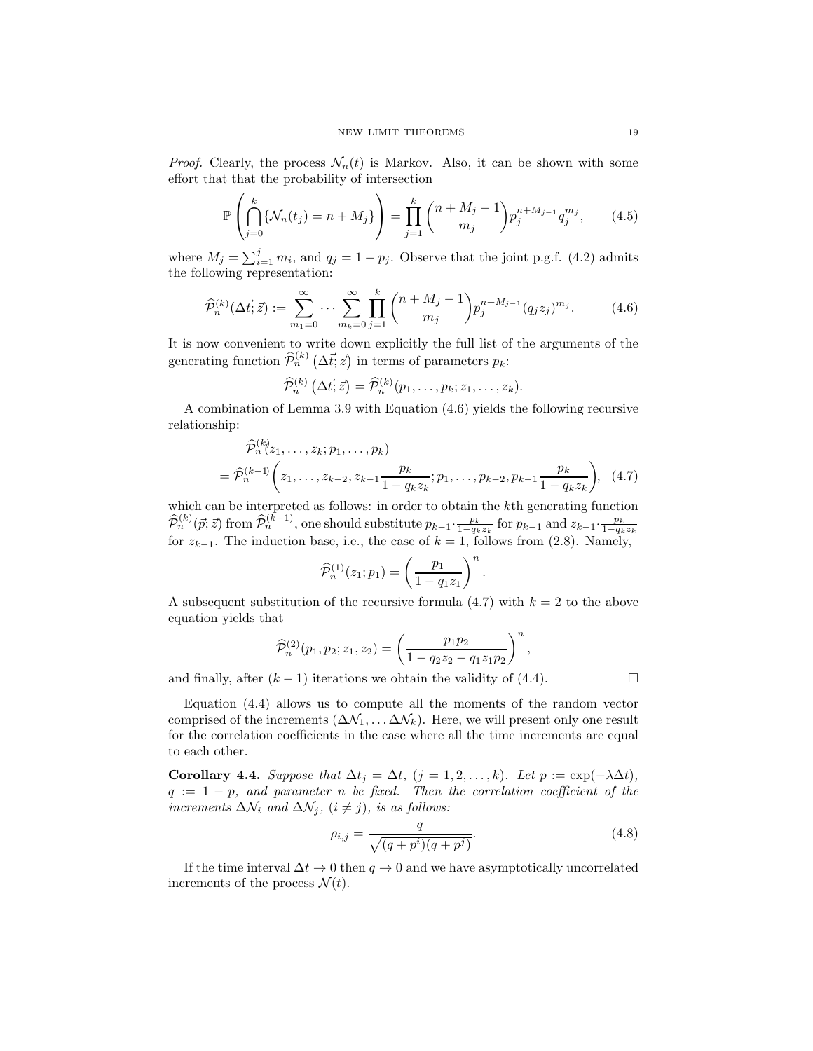*Proof.* Clearly, the process $\mathcal{N}_n(t)$ is Markov. Also, it can be shown with some effort that that the probability of intersection

$$\mathbb{P}\left(\bigcap_{j=0}^{k}\{\mathcal{N}_n(t_j) = n + M_j\}\right) = \prod_{j=1}^{k}\binom{n+M_j-1}{m_j}p_j^{n+M_{j-1}}q_j^{m_j}, \qquad (4.5)$$

where $M_j = \sum_{i=1}^{j} m_i$, and $q_j = 1 - p_j$. Observe that the joint p.g.f. (4.2) admits the following representation:

$$\widehat{\mathcal{P}}_n^{(k)}(\Delta\vec{t};\vec{z}) := \sum_{m_1=0}^{\infty}\cdots\sum_{m_k=0}^{\infty}\prod_{j=1}^{k}\binom{n+M_j-1}{m_j}p_j^{n+M_{j-1}}(q_j z_j)^{m_j}. \qquad (4.6)$$

It is now convenient to write down explicitly the full list of the arguments of the generating function $\widehat{\mathcal{P}}_n^{(k)}\left(\Delta\vec{t};\vec{z}\right)$ in terms of parameters $p_k$:

$$\widehat{\mathcal{P}}_n^{(k)}\left(\Delta\vec{t};\vec{z}\right) = \widehat{\mathcal{P}}_n^{(k)}(p_1,\ldots,p_k;z_1,\ldots,z_k).$$

A combination of Lemma 3.9 with Equation (4.6) yields the following recursive relationship:

$$\begin{aligned}
&\widehat{\mathcal{P}}_n^{(k)}(z_1,\ldots,z_k;p_1,\ldots,p_k) \\
&= \widehat{\mathcal{P}}_n^{(k-1)}\left(z_1,\ldots,z_{k-2},z_{k-1}\frac{p_k}{1-q_k z_k};p_1,\ldots,p_{k-2},p_{k-1}\frac{p_k}{1-q_k z_k}\right), \quad (4.7)
\end{aligned}$$

which can be interpreted as follows: in order to obtain the $k$th generating function $\widehat{\mathcal{P}}_n^{(k)}(\vec{p};\vec{z})$ from $\widehat{\mathcal{P}}_n^{(k-1)}$, one should substitute $p_{k-1}\cdot\frac{p_k}{1-q_k z_k}$ for $p_{k-1}$ and $z_{k-1}\cdot\frac{p_k}{1-q_k z_k}$ for $z_{k-1}$. The induction base, i.e., the case of $k = 1$, follows from (2.8). Namely,

$$\widehat{\mathcal{P}}_n^{(1)}(z_1;p_1) = \left(\frac{p_1}{1-q_1 z_1}\right)^n.$$

A subsequent substitution of the recursive formula (4.7) with $k = 2$ to the above equation yields that

$$\widehat{\mathcal{P}}_n^{(2)}(p_1,p_2;z_1,z_2) = \left(\frac{p_1 p_2}{1-q_2 z_2 - q_1 z_1 p_2}\right)^n,$$

and finally, after $(k-1)$ iterations we obtain the validity of (4.4). □

Equation (4.4) allows us to compute all the moments of the random vector comprised of the increments $(\Delta\mathcal{N}_1,\ldots\Delta\mathcal{N}_k)$. Here, we will present only one result for the correlation coefficients in the case where all the time increments are equal to each other.

**Corollary 4.4.** *Suppose that $\Delta t_j = \Delta t$, $(j = 1,2,\ldots,k)$. Let $p := \exp(-\lambda\Delta t)$, $q := 1 - p$, and parameter $n$ be fixed. Then the correlation coefficient of the increments $\Delta\mathcal{N}_i$ and $\Delta\mathcal{N}_j$, $(i \neq j)$, is as follows:*

$$\rho_{i,j} = \frac{q}{\sqrt{(q+p^i)(q+p^j)}}. \qquad (4.8)$$

If the time interval $\Delta t \to 0$ then $q \to 0$ and we have asymptotically uncorrelated increments of the process $\mathcal{N}(t)$.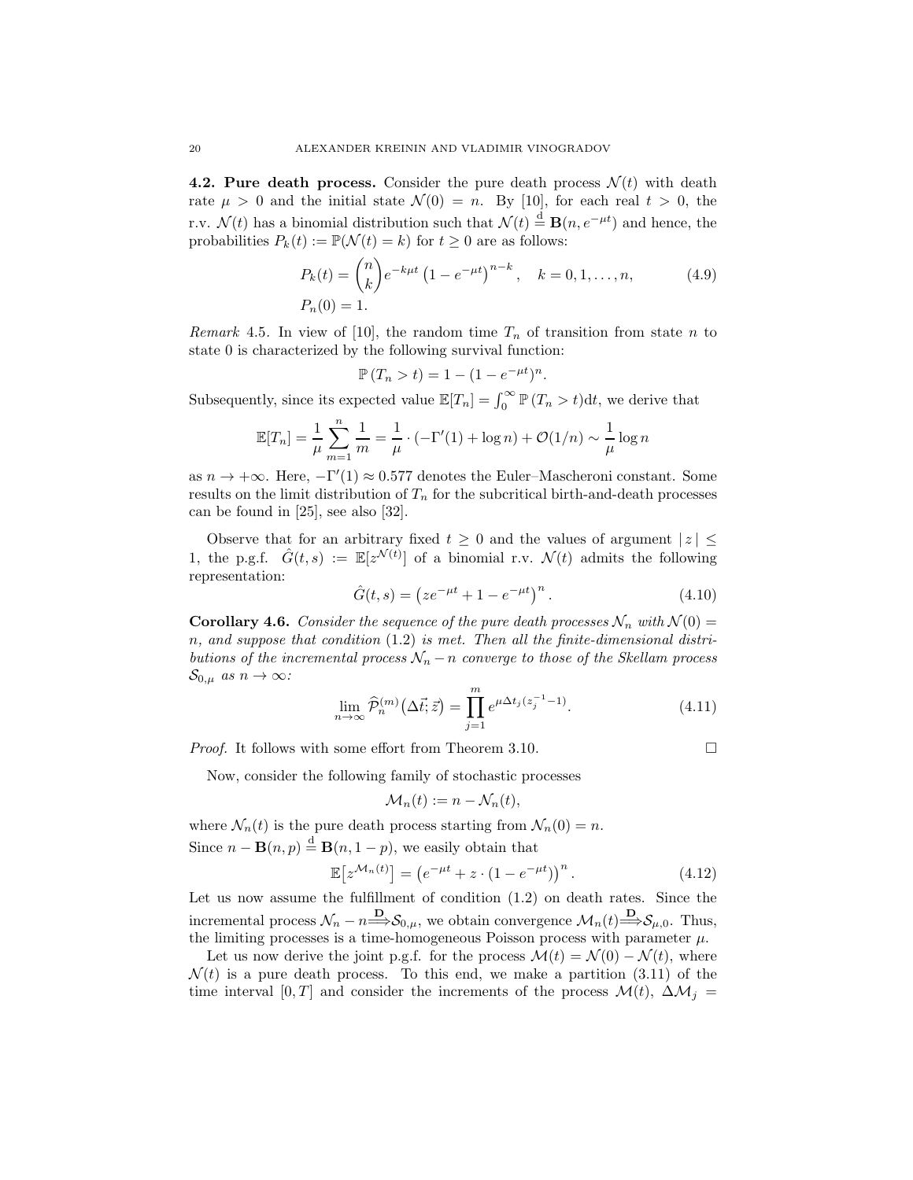**4.2. Pure death process.** Consider the pure death process $\mathcal{N}(t)$ with death rate $\mu > 0$ and the initial state $\mathcal{N}(0) = n$. By [10], for each real $t > 0$, the r.v. $\mathcal{N}(t)$ has a binomial distribution such that $\mathcal{N}(t) \stackrel{\mathrm{d}}{=} \mathbf{B}(n, e^{-\mu t})$ and hence, the probabilities $P_k(t) := \mathbb{P}(\mathcal{N}(t) = k)$ for $t \geq 0$ are as follows:

$$
\begin{aligned}
P_k(t) &= \binom{n}{k} e^{-k\mu t}\left(1 - e^{-\mu t}\right)^{n-k}, \quad k = 0, 1, \ldots, n, \\
P_n(0) &= 1.
\end{aligned}
\tag{4.9}
$$

*Remark* 4.5. In view of [10], the random time $T_n$ of transition from state $n$ to state 0 is characterized by the following survival function:

$$
\mathbb{P}\left(T_n > t\right) = 1 - (1 - e^{-\mu t})^n.
$$

Subsequently, since its expected value $\mathbb{E}[T_n] = \int_0^\infty \mathbb{P}\left(T_n > t\right)\mathrm{d}t$, we derive that

$$
\mathbb{E}[T_n] = \frac{1}{\mu}\sum_{m=1}^{n}\frac{1}{m} = \frac{1}{\mu}\cdot(-\Gamma'(1) + \log n) + \mathcal{O}(1/n) \sim \frac{1}{\mu}\log n
$$

as $n \to +\infty$. Here, $-\Gamma'(1) \approx 0.577$ denotes the Euler–Mascheroni constant. Some results on the limit distribution of $T_n$ for the subcritical birth-and-death processes can be found in [25], see also [32].

Observe that for an arbitrary fixed $t \geq 0$ and the values of argument $|\, z\,| \leq 1$, the p.g.f. $\hat{G}(t, s) := \mathbb{E}[z^{\mathcal{N}(t)}]$ of a binomial r.v. $\mathcal{N}(t)$ admits the following representation:

$$
\hat{G}(t, s) = \left(z e^{-\mu t} + 1 - e^{-\mu t}\right)^n. \tag{4.10}
$$

**Corollary 4.6.** *Consider the sequence of the pure death processes $\mathcal{N}_n$ with $\mathcal{N}(0) = n$, and suppose that condition* (1.2) *is met. Then all the finite-dimensional distributions of the incremental process $\mathcal{N}_n - n$ converge to those of the Skellam process $\mathcal{S}_{0,\mu}$ as $n \to \infty$:*

$$
\lim_{n\to\infty} \widehat{\mathcal{P}}_n^{(m)}\big(\Delta\vec{t}; \vec{z}\big) = \prod_{j=1}^{m} e^{\mu \Delta t_j (z_j^{-1} - 1)}. \tag{4.11}
$$

*Proof.* It follows with some effort from Theorem 3.10. $\square$

Now, consider the following family of stochastic processes

$$
\mathcal{M}_n(t) := n - \mathcal{N}_n(t),
$$

where $\mathcal{N}_n(t)$ is the pure death process starting from $\mathcal{N}_n(0) = n$.
Since $n - \mathbf{B}(n, p) \stackrel{\mathrm{d}}{=} \mathbf{B}(n, 1 - p)$, we easily obtain that

$$
\mathbb{E}\big[z^{\mathcal{M}_n(t)}\big] = \left(e^{-\mu t} + z\cdot(1 - e^{-\mu t})\right)^n. \tag{4.12}
$$

Let us now assume the fulfillment of condition (1.2) on death rates. Since the incremental process $\mathcal{N}_n - n \stackrel{\mathbf{D}}{\Longrightarrow} \mathcal{S}_{0,\mu}$, we obtain convergence $\mathcal{M}_n(t) \stackrel{\mathbf{D}}{\Longrightarrow} \mathcal{S}_{\mu,0}$. Thus, the limiting processes is a time-homogeneous Poisson process with parameter $\mu$.

Let us now derive the joint p.g.f. for the process $\mathcal{M}(t) = \mathcal{N}(0) - \mathcal{N}(t)$, where $\mathcal{N}(t)$ is a pure death process. To this end, we make a partition (3.11) of the time interval $[0, T]$ and consider the increments of the process $\mathcal{M}(t)$, $\Delta\mathcal{M}_j =$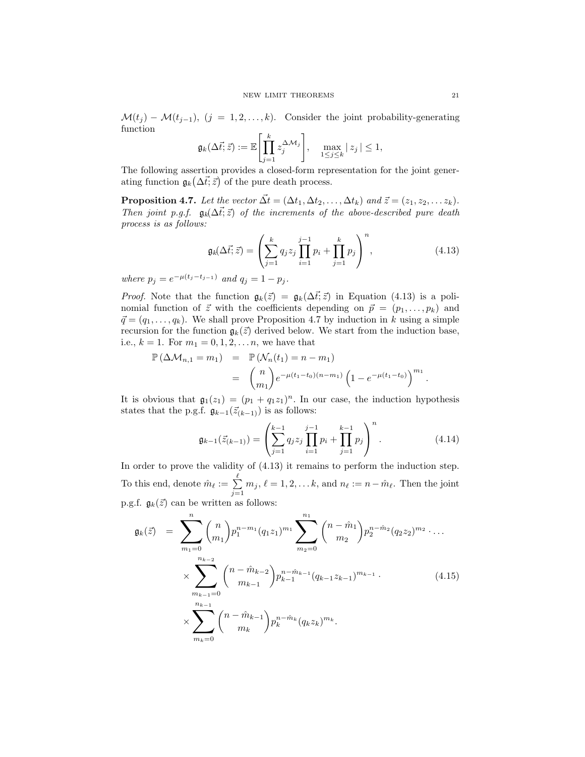$\mathcal{M}(t_j) - \mathcal{M}(t_{j-1})$, $(j = 1, 2, \ldots, k)$. Consider the joint probability-generating function

$$\mathfrak{g}_k(\vec{\Delta t}; \vec{z}) := \mathbb{E}\left[\prod_{j=1}^{k} z_j^{\Delta \mathcal{M}_j}\right], \quad \max_{1 \le j \le k} |\, z_j \,| \le 1,$$

The following assertion provides a closed-form representation for the joint generating function $\mathfrak{g}_k(\vec{\Delta t}; \vec{z})$ of the pure death process.

**Proposition 4.7.** *Let the vector $\vec{\Delta t} = (\Delta t_1, \Delta t_2, \ldots, \Delta t_k)$ and $\vec{z} = (z_1, z_2, \ldots z_k)$. Then joint p.g.f. $\mathfrak{g}_k(\vec{\Delta t}; \vec{z})$ of the increments of the above-described pure death process is as follows:*

$$\mathfrak{g}_k(\vec{\Delta t}; \vec{z}) = \left(\sum_{j=1}^{k} q_j z_j \prod_{i=1}^{j-1} p_i + \prod_{j=1}^{k} p_j\right)^n, \tag{4.13}$$

*where $p_j = e^{-\mu(t_j - t_{j-1})}$ and $q_j = 1 - p_j$.*

*Proof.* Note that the function $\mathfrak{g}_k(\vec{z}) = \mathfrak{g}_k(\vec{\Delta t}; \vec{z})$ in Equation (4.13) is a polinomial function of $\vec{z}$ with the coefficients depending on $\vec{p} = (p_1, \ldots, p_k)$ and $\vec{q} = (q_1, \ldots, q_k)$. We shall prove Proposition 4.7 by induction in $k$ using a simple recursion for the function $\mathfrak{g}_k(\vec{z})$ derived below. We start from the induction base, i.e., $k = 1$. For $m_1 = 0, 1, 2, \ldots n$, we have that

$$\begin{aligned}
\mathbb{P}\left(\Delta \mathcal{M}_{n,1} = m_1\right) &= \mathbb{P}\left(\mathcal{N}_n(t_1) = n - m_1\right) \\
&= \binom{n}{m_1} e^{-\mu(t_1 - t_0)(n - m_1)} \left(1 - e^{-\mu(t_1 - t_0)}\right)^{m_1}.
\end{aligned}$$

It is obvious that $\mathfrak{g}_1(z_1) = (p_1 + q_1 z_1)^n$. In our case, the induction hypothesis states that the p.g.f. $\mathfrak{g}_{k-1}(\vec{z}_{(k-1)})$ is as follows:

$$\mathfrak{g}_{k-1}(\vec{z}_{(k-1)}) = \left(\sum_{j=1}^{k-1} q_j z_j \prod_{i=1}^{j-1} p_i + \prod_{j=1}^{k-1} p_j\right)^n. \tag{4.14}$$

In order to prove the validity of (4.13) it remains to perform the induction step. To this end, denote $\hat{m}_\ell := \sum_{j=1}^{\ell} m_j$, $\ell = 1, 2, \ldots k$, and $n_\ell := n - \hat{m}_\ell$. Then the joint p.g.f. $\mathfrak{g}_k(\vec{z})$ can be written as follows:

$$\begin{aligned}
\mathfrak{g}_k(\vec{z}) &= \sum_{m_1=0}^{n} \binom{n}{m_1} p_1^{n-m_1} (q_1 z_1)^{m_1} \sum_{m_2=0}^{n_1} \binom{n - \hat{m}_1}{m_2} p_2^{n - \hat{m}_2} (q_2 z_2)^{m_2} \cdot \ldots \\
&\quad \times \sum_{m_{k-1}=0}^{n_{k-2}} \binom{n - \hat{m}_{k-2}}{m_{k-1}} p_{k-1}^{n - \hat{m}_{k-1}} (q_{k-1} z_{k-1})^{m_{k-1}} \cdot \\
&\quad \times \sum_{m_k=0}^{n_{k-1}} \binom{n - \hat{m}_{k-1}}{m_k} p_k^{n - \hat{m}_k} (q_k z_k)^{m_k}.
\end{aligned} \tag{4.15}$$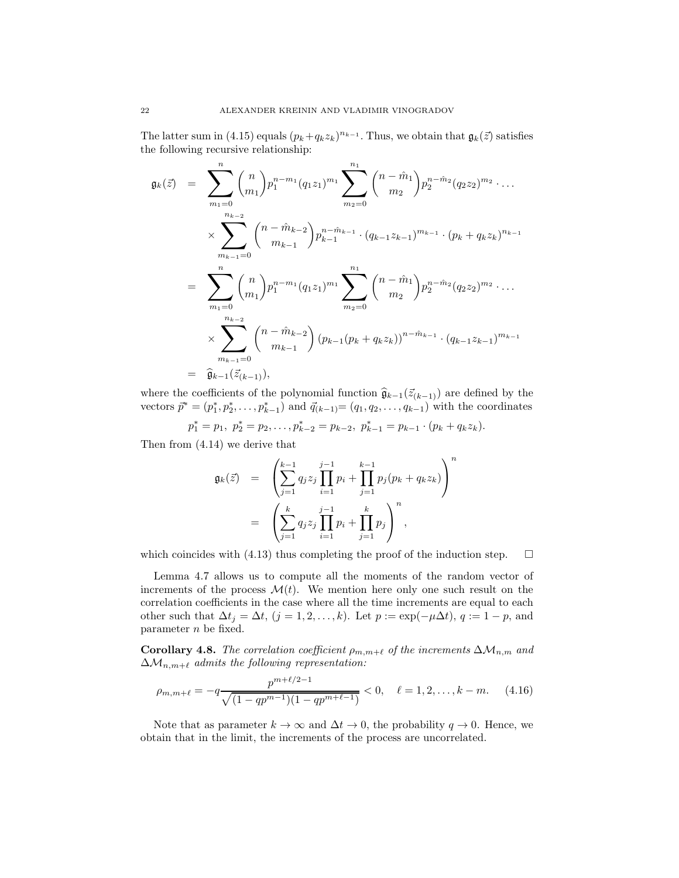The latter sum in (4.15) equals $(p_k+q_kz_k)^{n_{k-1}}$. Thus, we obtain that $\mathfrak{g}_k(\vec{z})$ satisfies the following recursive relationship:

$$
\begin{aligned}
\mathfrak{g}_k(\vec{z}) &= \sum_{m_1=0}^{n} \binom{n}{m_1} p_1^{n-m_1}(q_1z_1)^{m_1} \sum_{m_2=0}^{n_1} \binom{n-\hat{m}_1}{m_2} p_2^{n-\hat{m}_2}(q_2z_2)^{m_2} \cdot \ldots \\
&\quad \times \sum_{m_{k-1}=0}^{n_{k-2}} \binom{n-\hat{m}_{k-2}}{m_{k-1}} p_{k-1}^{n-\hat{m}_{k-1}} \cdot (q_{k-1}z_{k-1})^{m_{k-1}} \cdot (p_k+q_kz_k)^{n_{k-1}} \\
&= \sum_{m_1=0}^{n} \binom{n}{m_1} p_1^{n-m_1}(q_1z_1)^{m_1} \sum_{m_2=0}^{n_1} \binom{n-\hat{m}_1}{m_2} p_2^{n-\hat{m}_2}(q_2z_2)^{m_2} \cdot \ldots \\
&\quad \times \sum_{m_{k-1}=0}^{n_{k-2}} \binom{n-\hat{m}_{k-2}}{m_{k-1}} \left(p_{k-1}(p_k+q_kz_k)\right)^{n-\hat{m}_{k-1}} \cdot (q_{k-1}z_{k-1})^{m_{k-1}} \\
&= \widehat{\mathfrak{g}}_{k-1}(\vec{z}_{(k-1)}),
\end{aligned}
$$

where the coefficients of the polynomial function $\widehat{\mathfrak{g}}_{k-1}(\vec{z}_{(k-1)})$ are defined by the vectors $\vec{p}^* = (p_1^*, p_2^*, \ldots, p_{k-1}^*)$ and $\vec{q}_{(k-1)} = (q_1, q_2, \ldots, q_{k-1})$ with the coordinates

$$
p_1^* = p_1,\ p_2^* = p_2, \ldots, p_{k-2}^* = p_{k-2},\ p_{k-1}^* = p_{k-1} \cdot (p_k + q_kz_k).
$$

Then from (4.14) we derive that

$$
\begin{aligned}
\mathfrak{g}_k(\vec{z}) &= \left( \sum_{j=1}^{k-1} q_jz_j \prod_{i=1}^{j-1} p_i + \prod_{j=1}^{k-1} p_j(p_k+q_kz_k) \right)^n \\
&= \left( \sum_{j=1}^{k} q_jz_j \prod_{i=1}^{j-1} p_i + \prod_{j=1}^{k} p_j \right)^n,
\end{aligned}
$$

which coincides with (4.13) thus completing the proof of the induction step. $\square$

Lemma 4.7 allows us to compute all the moments of the random vector of increments of the process $\mathcal{M}(t)$. We mention here only one such result on the correlation coefficients in the case where all the time increments are equal to each other such that $\Delta t_j = \Delta t$, $(j = 1, 2, \ldots, k)$. Let $p := \exp(-\mu\Delta t)$, $q := 1 - p$, and parameter $n$ be fixed.

**Corollary 4.8.** *The correlation coefficient $\rho_{m,m+\ell}$ of the increments $\Delta\mathcal{M}_{n,m}$ and $\Delta\mathcal{M}_{n,m+\ell}$ admits the following representation:*

$$
\rho_{m,m+\ell} = -q\frac{p^{m+\ell/2-1}}{\sqrt{(1-qp^{m-1})(1-qp^{m+\ell-1})}} < 0, \quad \ell = 1, 2, \ldots, k-m. \tag{4.16}
$$

Note that as parameter $k \to \infty$ and $\Delta t \to 0$, the probability $q \to 0$. Hence, we obtain that in the limit, the increments of the process are uncorrelated.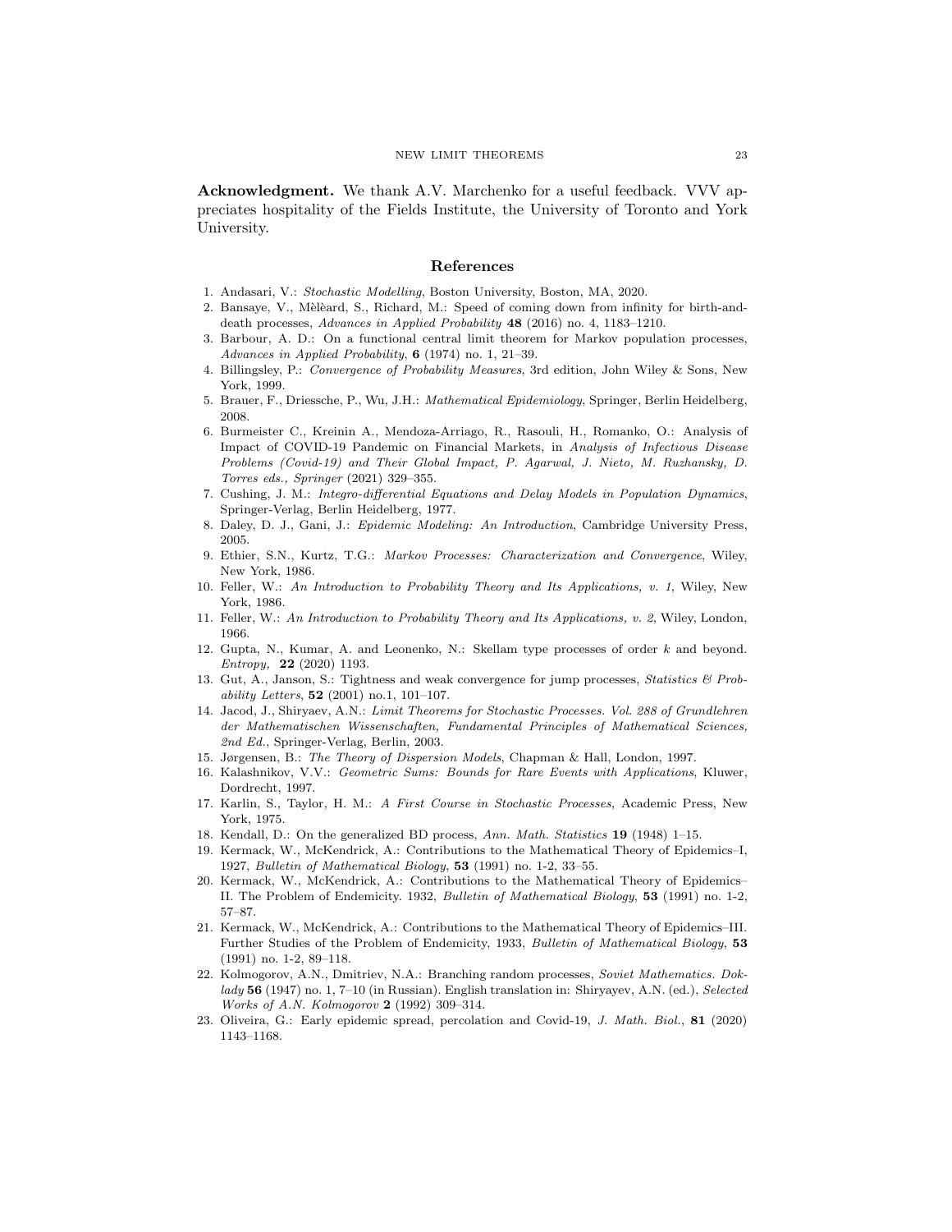**Acknowledgment.** We thank A.V. Marchenko for a useful feedback. VVV appreciates hospitality of the Fields Institute, the University of Toronto and York University.

## References

1. Andasari, V.: *Stochastic Modelling*, Boston University, Boston, MA, 2020.
2. Bansaye, V., Mèlèard, S., Richard, M.: Speed of coming down from infinity for birth-and-death processes, *Advances in Applied Probability* **48** (2016) no. 4, 1183–1210.
3. Barbour, A. D.: On a functional central limit theorem for Markov population processes, *Advances in Applied Probability*, **6** (1974) no. 1, 21–39.
4. Billingsley, P.: *Convergence of Probability Measures*, 3rd edition, John Wiley & Sons, New York, 1999.
5. Brauer, F., Driessche, P., Wu, J.H.: *Mathematical Epidemiology*, Springer, Berlin Heidelberg, 2008.
6. Burmeister C., Kreinin A., Mendoza-Arriago, R., Rasouli, H., Romanko, O.: Analysis of Impact of COVID-19 Pandemic on Financial Markets, in *Analysis of Infectious Disease Problems (Covid-19) and Their Global Impact, P. Agarwal, J. Nieto, M. Ruzhansky, D. Torres eds., Springer* (2021) 329–355.
7. Cushing, J. M.: *Integro-differential Equations and Delay Models in Population Dynamics*, Springer-Verlag, Berlin Heidelberg, 1977.
8. Daley, D. J., Gani, J.: *Epidemic Modeling: An Introduction*, Cambridge University Press, 2005.
9. Ethier, S.N., Kurtz, T.G.: *Markov Processes: Characterization and Convergence*, Wiley, New York, 1986.
10. Feller, W.: *An Introduction to Probability Theory and Its Applications, v. 1*, Wiley, New York, 1986.
11. Feller, W.: *An Introduction to Probability Theory and Its Applications, v. 2*, Wiley, London, 1966.
12. Gupta, N., Kumar, A. and Leonenko, N.: Skellam type processes of order $k$ and beyond. *Entropy,* **22** (2020) 1193.
13. Gut, A., Janson, S.: Tightness and weak convergence for jump processes, *Statistics & Probability Letters*, **52** (2001) no.1, 101–107.
14. Jacod, J., Shiryaev, A.N.: *Limit Theorems for Stochastic Processes. Vol. 288 of Grundlehren der Mathematischen Wissenschaften, Fundamental Principles of Mathematical Sciences, 2nd Ed.*, Springer-Verlag, Berlin, 2003.
15. Jørgensen, B.: *The Theory of Dispersion Models*, Chapman & Hall, London, 1997.
16. Kalashnikov, V.V.: *Geometric Sums: Bounds for Rare Events with Applications*, Kluwer, Dordrecht, 1997.
17. Karlin, S., Taylor, H. M.: *A First Course in Stochastic Processes*, Academic Press, New York, 1975.
18. Kendall, D.: On the generalized BD process, *Ann. Math. Statistics* **19** (1948) 1–15.
19. Kermack, W., McKendrick, A.: Contributions to the Mathematical Theory of Epidemics–I, 1927, *Bulletin of Mathematical Biology*, **53** (1991) no. 1-2, 33–55.
20. Kermack, W., McKendrick, A.: Contributions to the Mathematical Theory of Epidemics–II. The Problem of Endemicity. 1932, *Bulletin of Mathematical Biology*, **53** (1991) no. 1-2, 57–87.
21. Kermack, W., McKendrick, A.: Contributions to the Mathematical Theory of Epidemics–III. Further Studies of the Problem of Endemicity, 1933, *Bulletin of Mathematical Biology*, **53** (1991) no. 1-2, 89–118.
22. Kolmogorov, A.N., Dmitriev, N.A.: Branching random processes, *Soviet Mathematics. Doklady* **56** (1947) no. 1, 7–10 (in Russian). English translation in: Shiryayev, A.N. (ed.), *Selected Works of A.N. Kolmogorov* **2** (1992) 309–314.
23. Oliveira, G.: Early epidemic spread, percolation and Covid-19, *J. Math. Biol.*, **81** (2020) 1143–1168.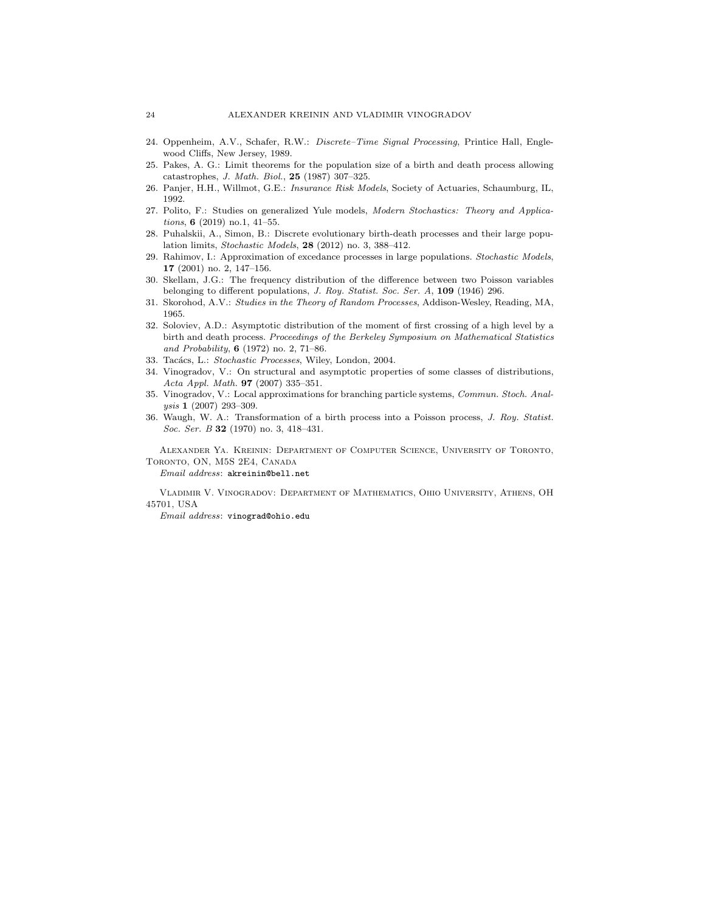24. Oppenheim, A.V., Schafer, R.W.: *Discrete–Time Signal Processing*, Printice Hall, Englewood Cliffs, New Jersey, 1989.
25. Pakes, A. G.: Limit theorems for the population size of a birth and death process allowing catastrophes, *J. Math. Biol.*, **25** (1987) 307–325.
26. Panjer, H.H., Willmot, G.E.: *Insurance Risk Models*, Society of Actuaries, Schaumburg, IL, 1992.
27. Polito, F.: Studies on generalized Yule models, *Modern Stochastics: Theory and Applications*, **6** (2019) no.1, 41–55.
28. Puhalskii, A., Simon, B.: Discrete evolutionary birth-death processes and their large population limits, *Stochastic Models*, **28** (2012) no. 3, 388–412.
29. Rahimov, I.: Approximation of excedance processes in large populations. *Stochastic Models*, **17** (2001) no. 2, 147–156.
30. Skellam, J.G.: The frequency distribution of the difference between two Poisson variables belonging to different populations, *J. Roy. Statist. Soc. Ser. A*, **109** (1946) 296.
31. Skorohod, A.V.: *Studies in the Theory of Random Processes*, Addison-Wesley, Reading, MA, 1965.
32. Soloviev, A.D.: Asymptotic distribution of the moment of first crossing of a high level by a birth and death process. *Proceedings of the Berkeley Symposium on Mathematical Statistics and Probability*, **6** (1972) no. 2, 71–86.
33. Tacács, L.: *Stochastic Processes*, Wiley, London, 2004.
34. Vinogradov, V.: On structural and asymptotic properties of some classes of distributions, *Acta Appl. Math.* **97** (2007) 335–351.
35. Vinogradov, V.: Local approximations for branching particle systems, *Commun. Stoch. Analysis* **1** (2007) 293–309.
36. Waugh, W. A.: Transformation of a birth process into a Poisson process, *J. Roy. Statist. Soc. Ser. B* **32** (1970) no. 3, 418–431.

Alexander Ya. Kreinin: Department of Computer Science, University of Toronto, Toronto, ON, M5S 2E4, Canada

*Email address*: akreinin@bell.net

Vladimir V. Vinogradov: Department of Mathematics, Ohio University, Athens, OH 45701, USA

*Email address*: vinograd@ohio.edu